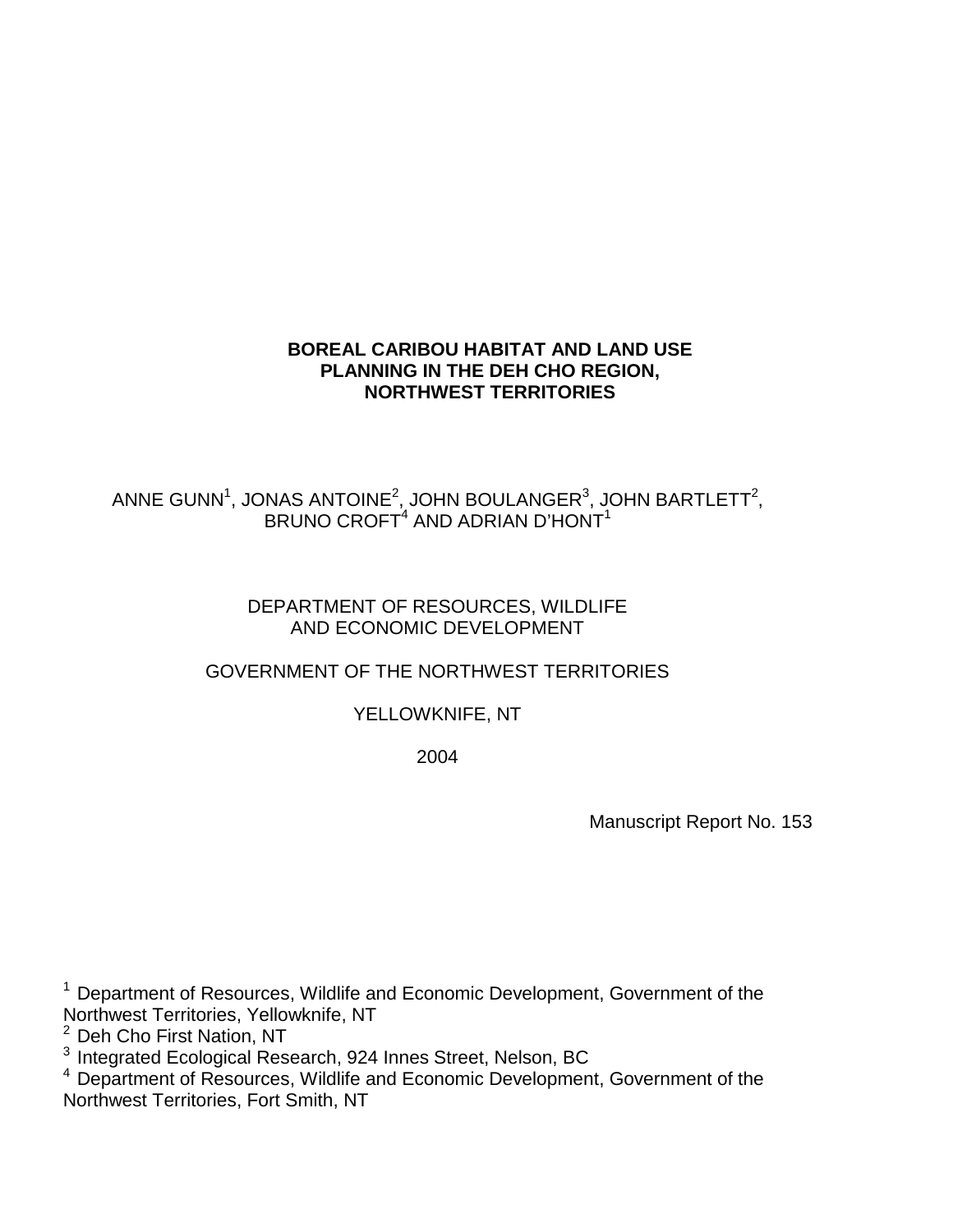# BOREAL CARIBOU HABITAT AND LAND USE PLANNING IN THE DEH CHO REGION, NORTHWEST TERRITORIES

ANNE GUNN[1], JONAS ANTOINE[2], JOHN BOULANGER[3], JOHN BARTLETT[2], BRUNO CROFT[4] AND ADRIAN D'HONT[1]

DEPARTMENT OF RESOURCES, WILDLIFE AND ECONOMIC DEVELOPMENT

GOVERNMENT OF THE NORTHWEST TERRITORIES

YELLOWKNIFE, NT

2004

Manuscript Report No. 153

[1] Department of Resources, Wildlife and Economic Development, Government of the Northwest Territories, Yellowknife, NT
[2] Deh Cho First Nation, NT
[3] Integrated Ecological Research, 924 Innes Street, Nelson, BC
[4] Department of Resources, Wildlife and Economic Development, Government of the Northwest Territories, Fort Smith, NT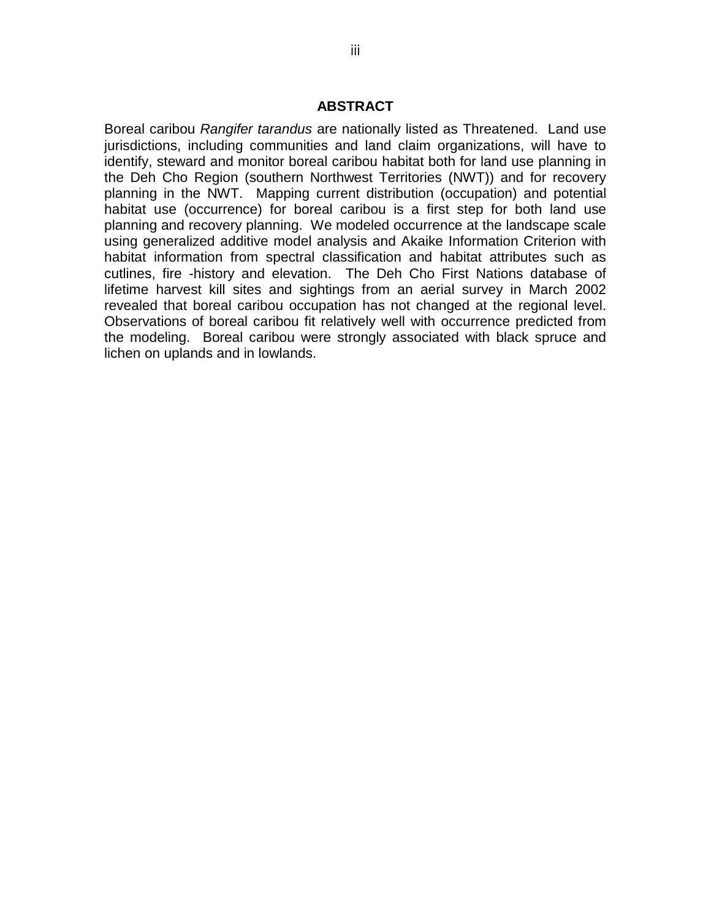# ABSTRACT

Boreal caribou *Rangifer tarandus* are nationally listed as Threatened. Land use jurisdictions, including communities and land claim organizations, will have to identify, steward and monitor boreal caribou habitat both for land use planning in the Deh Cho Region (southern Northwest Territories (NWT)) and for recovery planning in the NWT. Mapping current distribution (occupation) and potential habitat use (occurrence) for boreal caribou is a first step for both land use planning and recovery planning. We modeled occurrence at the landscape scale using generalized additive model analysis and Akaike Information Criterion with habitat information from spectral classification and habitat attributes such as cutlines, fire -history and elevation. The Deh Cho First Nations database of lifetime harvest kill sites and sightings from an aerial survey in March 2002 revealed that boreal caribou occupation has not changed at the regional level. Observations of boreal caribou fit relatively well with occurrence predicted from the modeling. Boreal caribou were strongly associated with black spruce and lichen on uplands and in lowlands.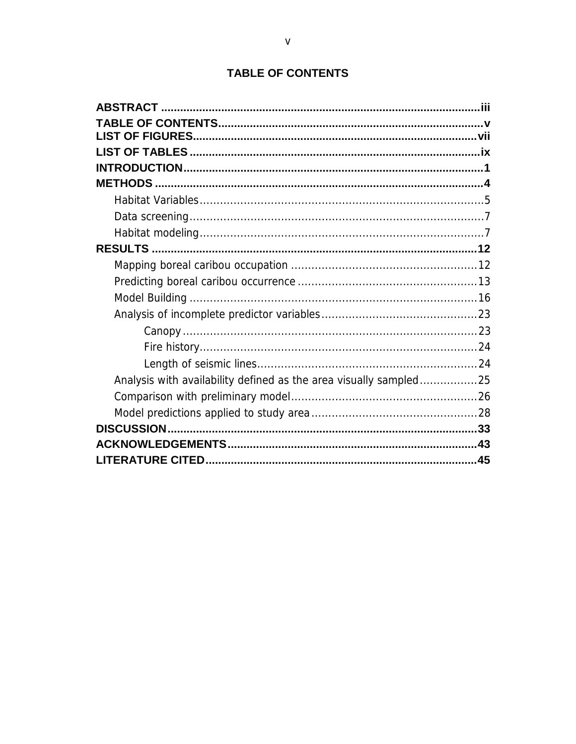# TABLE OF CONTENTS

**ABSTRACT** .................................................................................................. iii
**TABLE OF CONTENTS** .................................................................................. v
**LIST OF FIGURES** ....................................................................................... vii
**LIST OF TABLES** ......................................................................................... ix
**INTRODUCTION** ........................................................................................... 1
**METHODS** ..................................................................................................... 4
- Habitat Variables ........................................................................................ 5
- Data screening ............................................................................................. 7
- Habitat modeling ......................................................................................... 7

**RESULTS** ...................................................................................................... 12
- Mapping boreal caribou occupation ............................................................ 12
- Predicting boreal caribou occurrence .......................................................... 13
- Model Building ............................................................................................ 16
- Analysis of incomplete predictor variables .................................................. 23
  - Canopy .................................................................................................. 23
  - Fire history ............................................................................................ 24
  - Length of seismic lines ........................................................................... 24
- Analysis with availability defined as the area visually sampled ................... 25
- Comparison with preliminary model ............................................................ 26
- Model predictions applied to study area ...................................................... 28

**DISCUSSION** ................................................................................................. 33
**ACKNOWLEDGEMENTS** ............................................................................... 43
**LITERATURE CITED** ..................................................................................... 45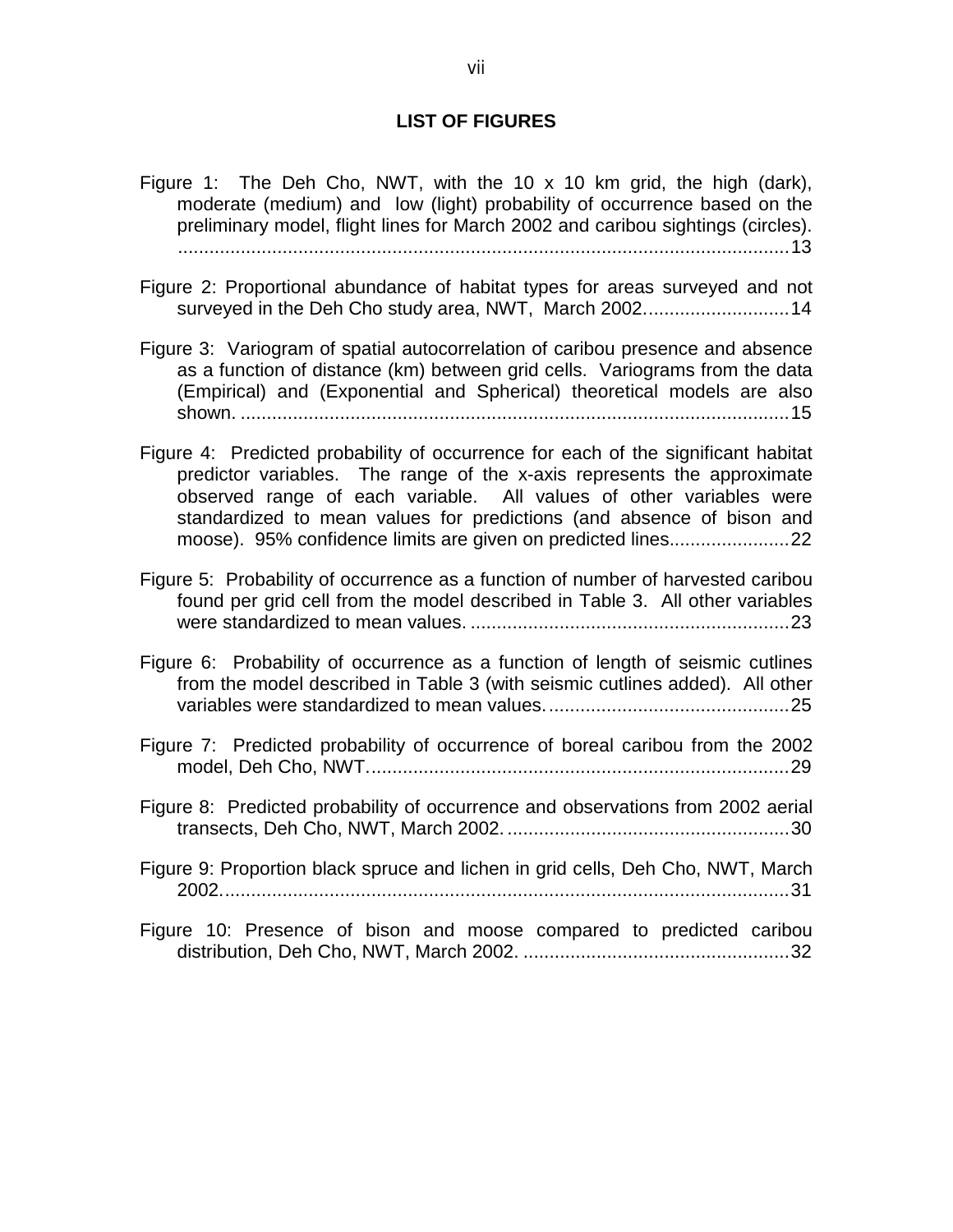## LIST OF FIGURES

Figure 1: The Deh Cho, NWT, with the 10 x 10 km grid, the high (dark), moderate (medium) and low (light) probability of occurrence based on the preliminary model, flight lines for March 2002 and caribou sightings (circles). ....................................................................................................................13

Figure 2: Proportional abundance of habitat types for areas surveyed and not surveyed in the Deh Cho study area, NWT, March 2002...........................14

Figure 3: Variogram of spatial autocorrelation of caribou presence and absence as a function of distance (km) between grid cells. Variograms from the data (Empirical) and (Exponential and Spherical) theoretical models are also shown. .........................................................................................................15

Figure 4: Predicted probability of occurrence for each of the significant habitat predictor variables. The range of the x-axis represents the approximate observed range of each variable. All values of other variables were standardized to mean values for predictions (and absence of bison and moose). 95% confidence limits are given on predicted lines......................22

Figure 5: Probability of occurrence as a function of number of harvested caribou found per grid cell from the model described in Table 3. All other variables were standardized to mean values. ............................................................23

Figure 6: Probability of occurrence as a function of length of seismic cutlines from the model described in Table 3 (with seismic cutlines added). All other variables were standardized to mean values. .............................................25

Figure 7: Predicted probability of occurrence of boreal caribou from the 2002 model, Deh Cho, NWT. ................................................................................29

Figure 8: Predicted probability of occurrence and observations from 2002 aerial transects, Deh Cho, NWT, March 2002. .....................................................30

Figure 9: Proportion black spruce and lichen in grid cells, Deh Cho, NWT, March 2002............................................................................................................31

Figure 10: Presence of bison and moose compared to predicted caribou distribution, Deh Cho, NWT, March 2002. ..................................................32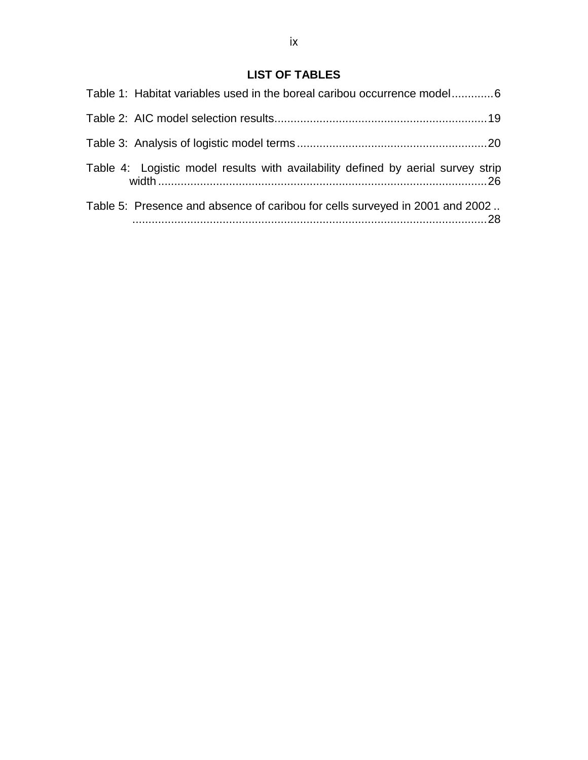# LIST OF TABLES

Table 1: Habitat variables used in the boreal caribou occurrence model.............6

Table 2: AIC model selection results..................................................................19

Table 3: Analysis of logistic model terms............................................................20

Table 4: Logistic model results with availability defined by aerial survey strip width......................................................................................................26

Table 5: Presence and absence of caribou for cells surveyed in 2001 and 2002 .. ...............................................................................................................28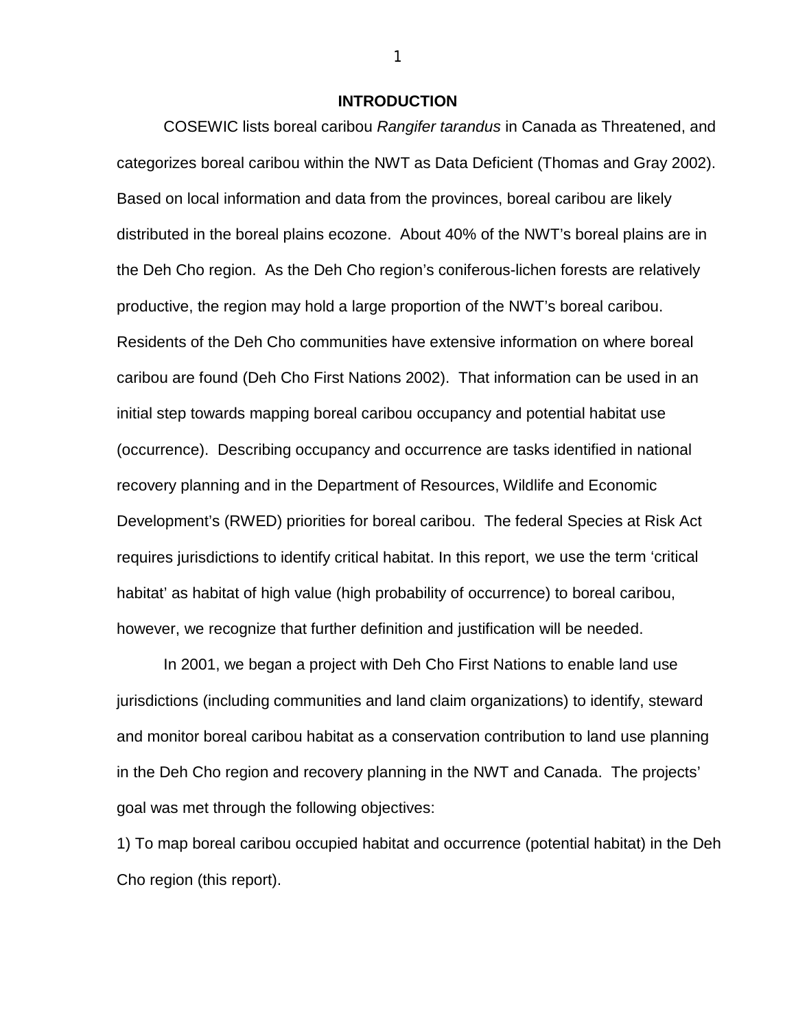# INTRODUCTION

COSEWIC lists boreal caribou *Rangifer tarandus* in Canada as Threatened, and categorizes boreal caribou within the NWT as Data Deficient (Thomas and Gray 2002). Based on local information and data from the provinces, boreal caribou are likely distributed in the boreal plains ecozone. About 40% of the NWT's boreal plains are in the Deh Cho region. As the Deh Cho region's coniferous-lichen forests are relatively productive, the region may hold a large proportion of the NWT's boreal caribou. Residents of the Deh Cho communities have extensive information on where boreal caribou are found (Deh Cho First Nations 2002). That information can be used in an initial step towards mapping boreal caribou occupancy and potential habitat use (occurrence). Describing occupancy and occurrence are tasks identified in national recovery planning and in the Department of Resources, Wildlife and Economic Development's (RWED) priorities for boreal caribou. The federal Species at Risk Act requires jurisdictions to identify critical habitat. In this report, we use the term 'critical habitat' as habitat of high value (high probability of occurrence) to boreal caribou, however, we recognize that further definition and justification will be needed.

In 2001, we began a project with Deh Cho First Nations to enable land use jurisdictions (including communities and land claim organizations) to identify, steward and monitor boreal caribou habitat as a conservation contribution to land use planning in the Deh Cho region and recovery planning in the NWT and Canada. The projects' goal was met through the following objectives:

1) To map boreal caribou occupied habitat and occurrence (potential habitat) in the Deh Cho region (this report).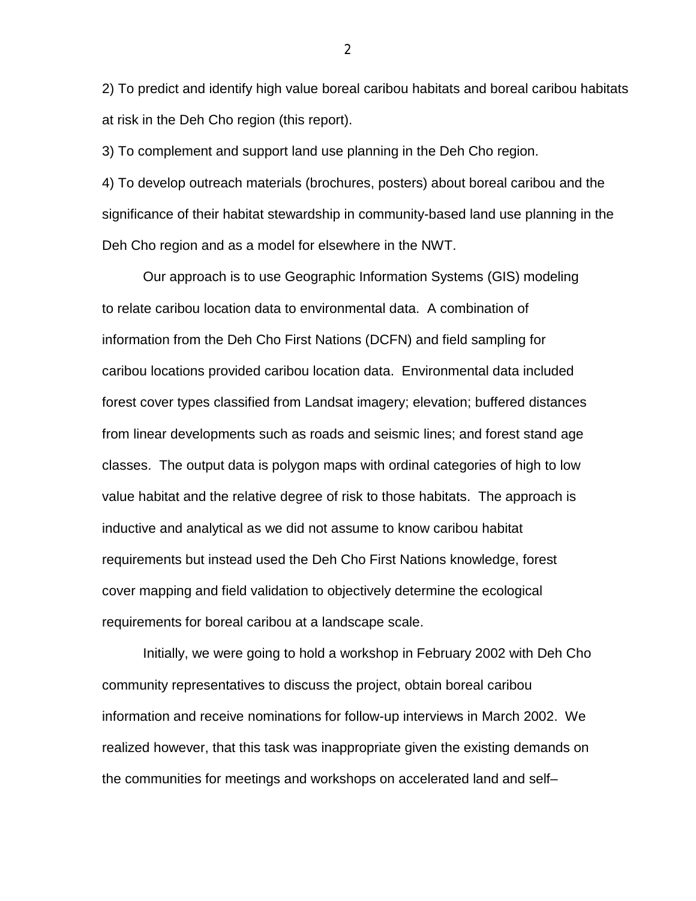2) To predict and identify high value boreal caribou habitats and boreal caribou habitats at risk in the Deh Cho region (this report).

3) To complement and support land use planning in the Deh Cho region.

4) To develop outreach materials (brochures, posters) about boreal caribou and the significance of their habitat stewardship in community-based land use planning in the Deh Cho region and as a model for elsewhere in the NWT.

Our approach is to use Geographic Information Systems (GIS) modeling to relate caribou location data to environmental data. A combination of information from the Deh Cho First Nations (DCFN) and field sampling for caribou locations provided caribou location data. Environmental data included forest cover types classified from Landsat imagery; elevation; buffered distances from linear developments such as roads and seismic lines; and forest stand age classes. The output data is polygon maps with ordinal categories of high to low value habitat and the relative degree of risk to those habitats. The approach is inductive and analytical as we did not assume to know caribou habitat requirements but instead used the Deh Cho First Nations knowledge, forest cover mapping and field validation to objectively determine the ecological requirements for boreal caribou at a landscape scale.

Initially, we were going to hold a workshop in February 2002 with Deh Cho community representatives to discuss the project, obtain boreal caribou information and receive nominations for follow-up interviews in March 2002. We realized however, that this task was inappropriate given the existing demands on the communities for meetings and workshops on accelerated land and self–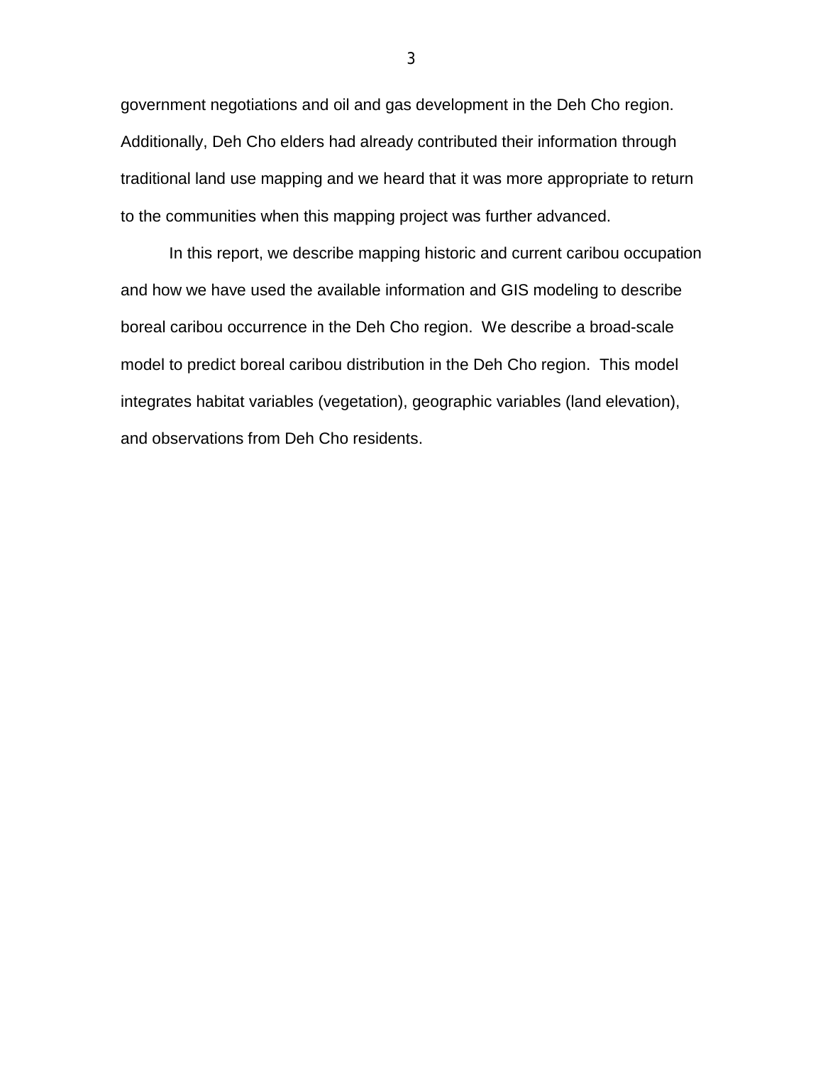government negotiations and oil and gas development in the Deh Cho region. Additionally, Deh Cho elders had already contributed their information through traditional land use mapping and we heard that it was more appropriate to return to the communities when this mapping project was further advanced.

In this report, we describe mapping historic and current caribou occupation and how we have used the available information and GIS modeling to describe boreal caribou occurrence in the Deh Cho region. We describe a broad-scale model to predict boreal caribou distribution in the Deh Cho region. This model integrates habitat variables (vegetation), geographic variables (land elevation), and observations from Deh Cho residents.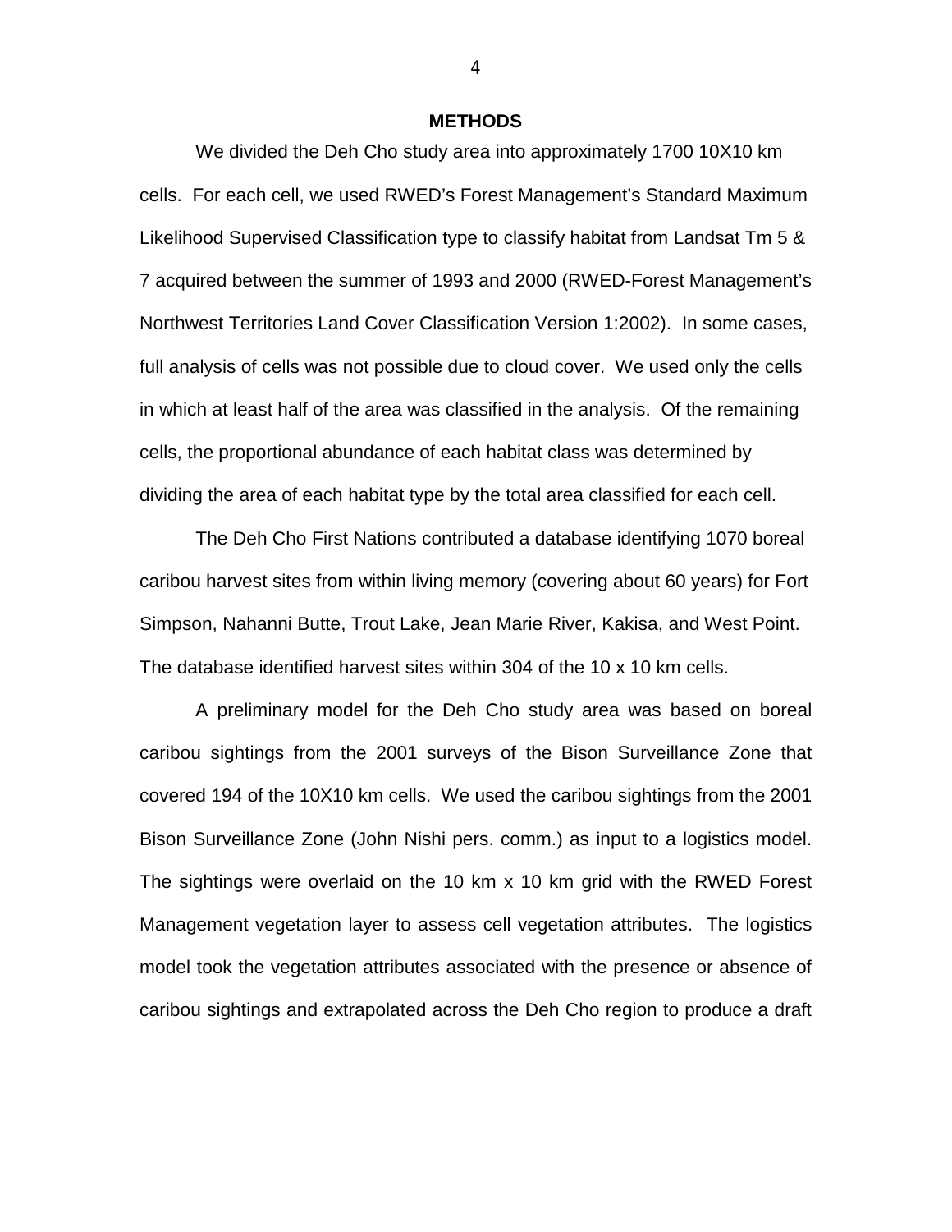## METHODS

We divided the Deh Cho study area into approximately 1700 10X10 km cells. For each cell, we used RWED's Forest Management's Standard Maximum Likelihood Supervised Classification type to classify habitat from Landsat Tm 5 & 7 acquired between the summer of 1993 and 2000 (RWED-Forest Management's Northwest Territories Land Cover Classification Version 1:2002). In some cases, full analysis of cells was not possible due to cloud cover. We used only the cells in which at least half of the area was classified in the analysis. Of the remaining cells, the proportional abundance of each habitat class was determined by dividing the area of each habitat type by the total area classified for each cell.

The Deh Cho First Nations contributed a database identifying 1070 boreal caribou harvest sites from within living memory (covering about 60 years) for Fort Simpson, Nahanni Butte, Trout Lake, Jean Marie River, Kakisa, and West Point. The database identified harvest sites within 304 of the 10 x 10 km cells.

A preliminary model for the Deh Cho study area was based on boreal caribou sightings from the 2001 surveys of the Bison Surveillance Zone that covered 194 of the 10X10 km cells. We used the caribou sightings from the 2001 Bison Surveillance Zone (John Nishi pers. comm.) as input to a logistics model. The sightings were overlaid on the 10 km x 10 km grid with the RWED Forest Management vegetation layer to assess cell vegetation attributes. The logistics model took the vegetation attributes associated with the presence or absence of caribou sightings and extrapolated across the Deh Cho region to produce a draft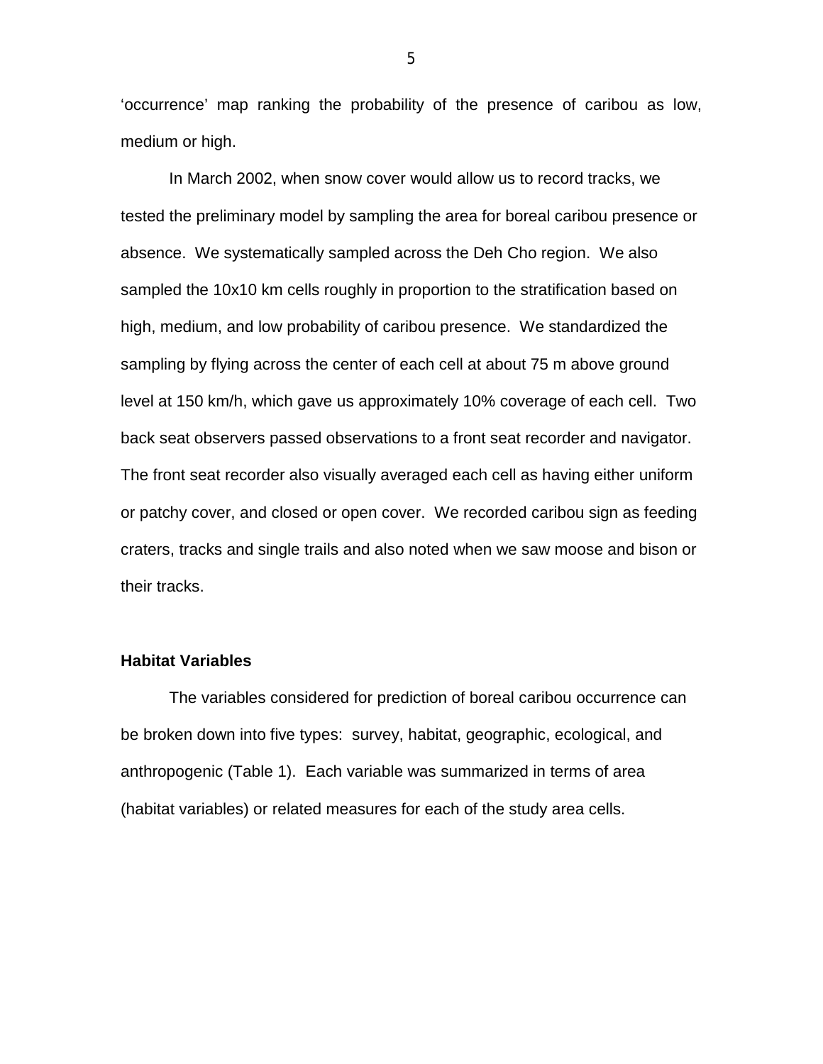'occurrence' map ranking the probability of the presence of caribou as low, medium or high.

In March 2002, when snow cover would allow us to record tracks, we tested the preliminary model by sampling the area for boreal caribou presence or absence. We systematically sampled across the Deh Cho region. We also sampled the 10x10 km cells roughly in proportion to the stratification based on high, medium, and low probability of caribou presence. We standardized the sampling by flying across the center of each cell at about 75 m above ground level at 150 km/h, which gave us approximately 10% coverage of each cell. Two back seat observers passed observations to a front seat recorder and navigator. The front seat recorder also visually averaged each cell as having either uniform or patchy cover, and closed or open cover. We recorded caribou sign as feeding craters, tracks and single trails and also noted when we saw moose and bison or their tracks.

### Habitat Variables

The variables considered for prediction of boreal caribou occurrence can be broken down into five types: survey, habitat, geographic, ecological, and anthropogenic (Table 1). Each variable was summarized in terms of area (habitat variables) or related measures for each of the study area cells.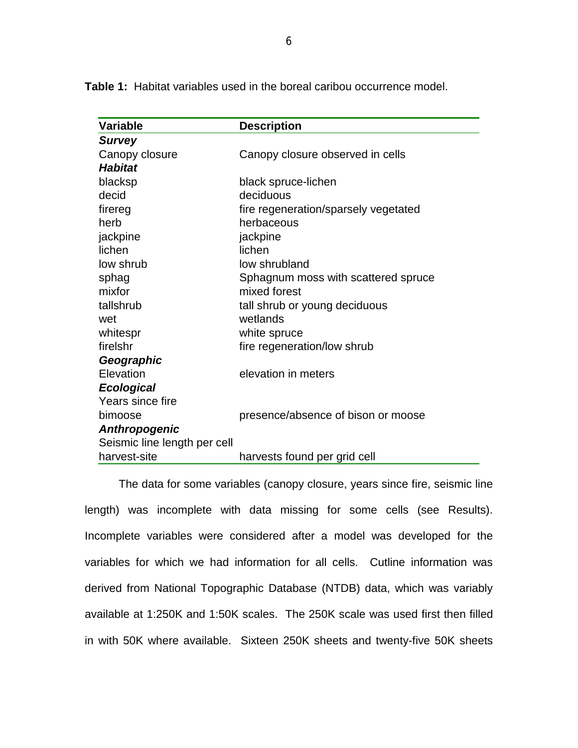**Table 1:** Habitat variables used in the boreal caribou occurrence model.

| Variable | Description |
|---|---|
| ***Survey*** | |
| Canopy closure | Canopy closure observed in cells |
| ***Habitat*** | |
| blacksp | black spruce-lichen |
| decid | deciduous |
| firereg | fire regeneration/sparsely vegetated |
| herb | herbaceous |
| jackpine | jackpine |
| lichen | lichen |
| low shrub | low shrubland |
| sphag | Sphagnum moss with scattered spruce |
| mixfor | mixed forest |
| tallshrub | tall shrub or young deciduous |
| wet | wetlands |
| whitespr | white spruce |
| firelshr | fire regeneration/low shrub |
| ***Geographic*** | |
| Elevation | elevation in meters |
| ***Ecological*** | |
| Years since fire | |
| bimoose | presence/absence of bison or moose |
| ***Anthropogenic*** | |
| Seismic line length per cell | |
| harvest-site | harvests found per grid cell |

The data for some variables (canopy closure, years since fire, seismic line length) was incomplete with data missing for some cells (see Results). Incomplete variables were considered after a model was developed for the variables for which we had information for all cells. Cutline information was derived from National Topographic Database (NTDB) data, which was variably available at 1:250K and 1:50K scales. The 250K scale was used first then filled in with 50K where available. Sixteen 250K sheets and twenty-five 50K sheets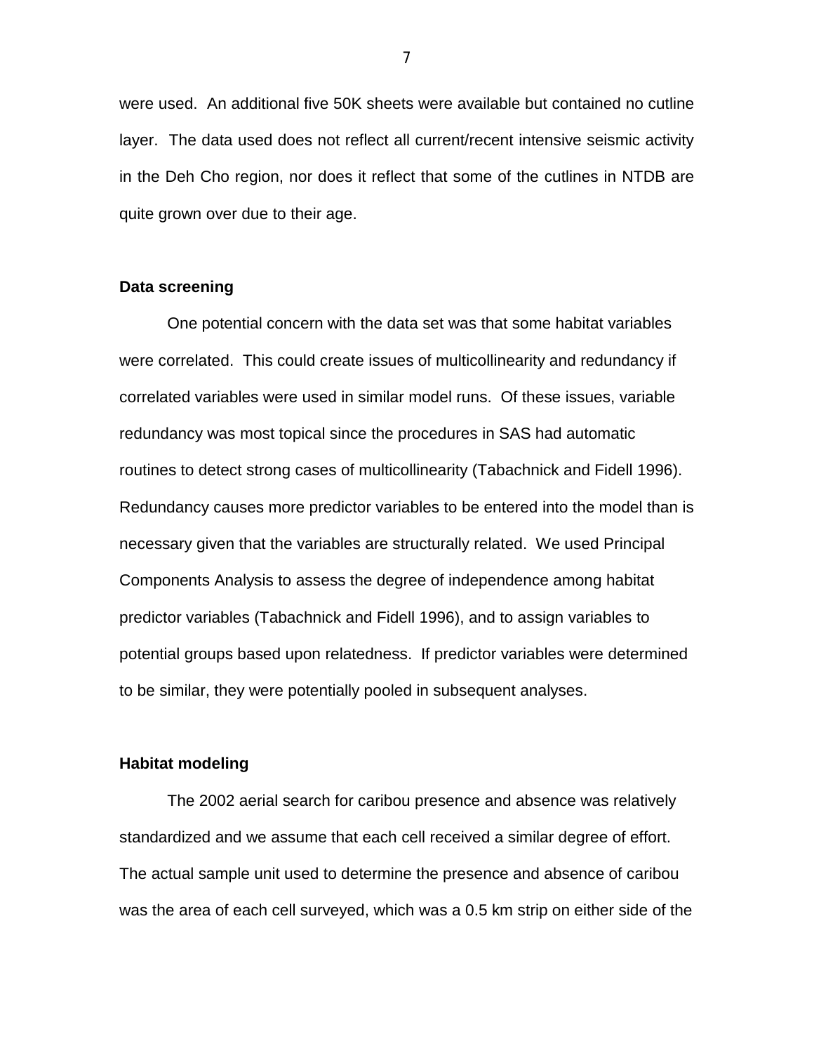were used. An additional five 50K sheets were available but contained no cutline layer. The data used does not reflect all current/recent intensive seismic activity in the Deh Cho region, nor does it reflect that some of the cutlines in NTDB are quite grown over due to their age.

**Data screening**

One potential concern with the data set was that some habitat variables were correlated. This could create issues of multicollinearity and redundancy if correlated variables were used in similar model runs. Of these issues, variable redundancy was most topical since the procedures in SAS had automatic routines to detect strong cases of multicollinearity (Tabachnick and Fidell 1996). Redundancy causes more predictor variables to be entered into the model than is necessary given that the variables are structurally related. We used Principal Components Analysis to assess the degree of independence among habitat predictor variables (Tabachnick and Fidell 1996), and to assign variables to potential groups based upon relatedness. If predictor variables were determined to be similar, they were potentially pooled in subsequent analyses.

**Habitat modeling**

The 2002 aerial search for caribou presence and absence was relatively standardized and we assume that each cell received a similar degree of effort. The actual sample unit used to determine the presence and absence of caribou was the area of each cell surveyed, which was a 0.5 km strip on either side of the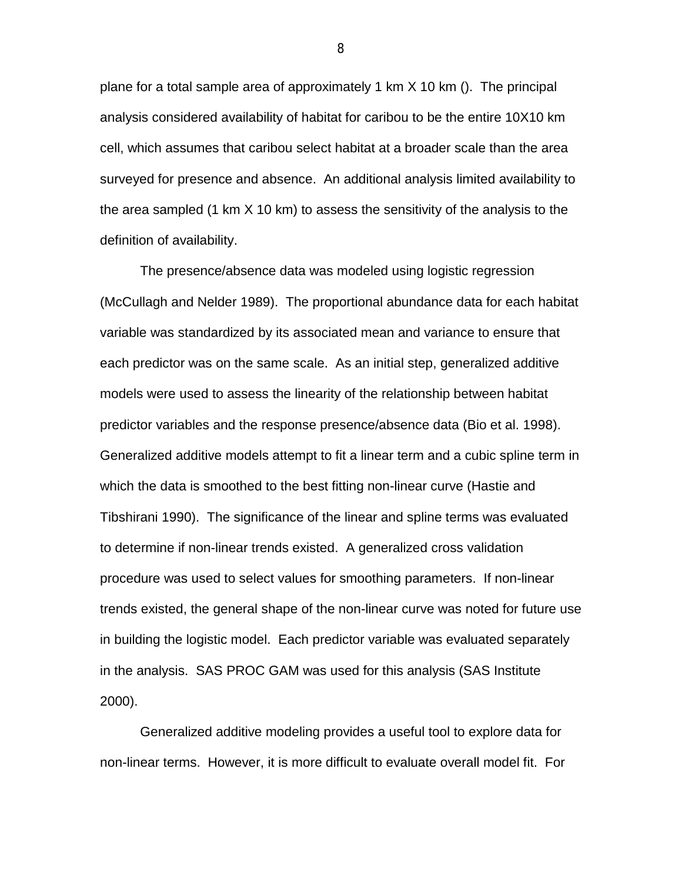plane for a total sample area of approximately 1 km X 10 km ().  The principal analysis considered availability of habitat for caribou to be the entire 10X10 km cell, which assumes that caribou select habitat at a broader scale than the area surveyed for presence and absence.  An additional analysis limited availability to the area sampled (1 km X 10 km) to assess the sensitivity of the analysis to the definition of availability.

The presence/absence data was modeled using logistic regression (McCullagh and Nelder 1989).  The proportional abundance data for each habitat variable was standardized by its associated mean and variance to ensure that each predictor was on the same scale.  As an initial step, generalized additive models were used to assess the linearity of the relationship between habitat predictor variables and the response presence/absence data (Bio et al. 1998). Generalized additive models attempt to fit a linear term and a cubic spline term in which the data is smoothed to the best fitting non-linear curve (Hastie and Tibshirani 1990).  The significance of the linear and spline terms was evaluated to determine if non-linear trends existed.  A generalized cross validation procedure was used to select values for smoothing parameters.  If non-linear trends existed, the general shape of the non-linear curve was noted for future use in building the logistic model.  Each predictor variable was evaluated separately in the analysis.  SAS PROC GAM was used for this analysis (SAS Institute 2000).

Generalized additive modeling provides a useful tool to explore data for non-linear terms.  However, it is more difficult to evaluate overall model fit.  For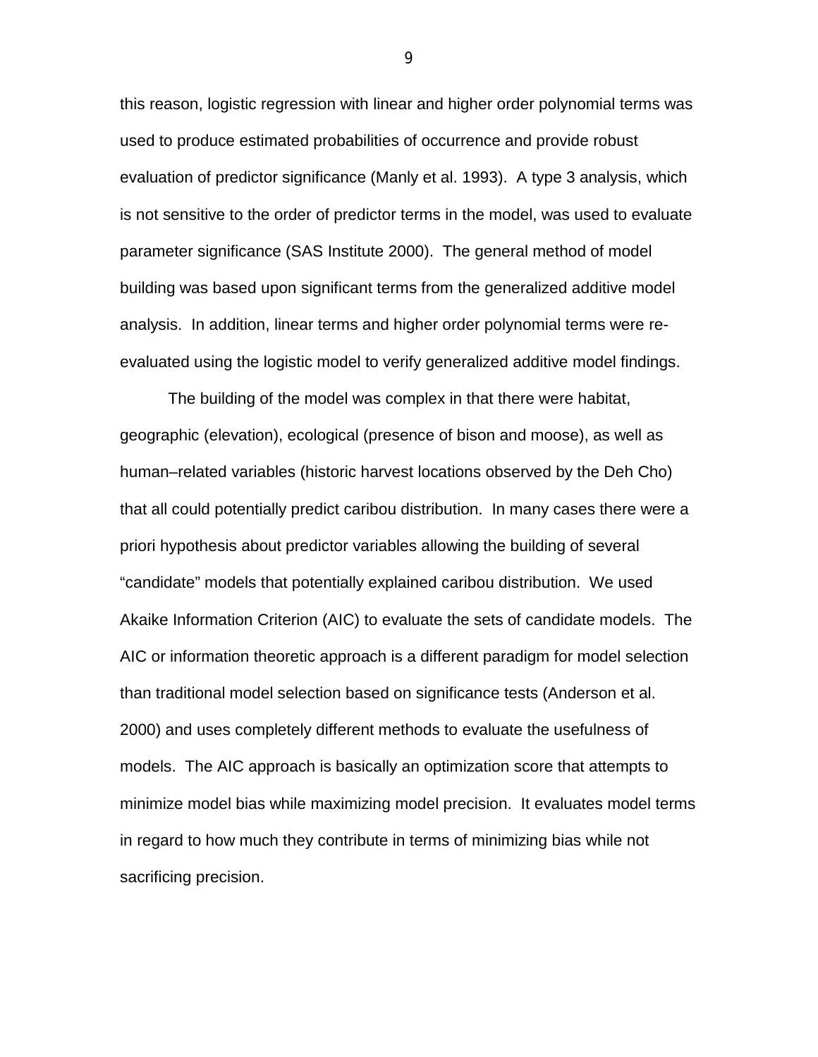this reason, logistic regression with linear and higher order polynomial terms was used to produce estimated probabilities of occurrence and provide robust evaluation of predictor significance (Manly et al. 1993). A type 3 analysis, which is not sensitive to the order of predictor terms in the model, was used to evaluate parameter significance (SAS Institute 2000). The general method of model building was based upon significant terms from the generalized additive model analysis. In addition, linear terms and higher order polynomial terms were re-evaluated using the logistic model to verify generalized additive model findings.

The building of the model was complex in that there were habitat, geographic (elevation), ecological (presence of bison and moose), as well as human–related variables (historic harvest locations observed by the Deh Cho) that all could potentially predict caribou distribution. In many cases there were a priori hypothesis about predictor variables allowing the building of several "candidate" models that potentially explained caribou distribution. We used Akaike Information Criterion (AIC) to evaluate the sets of candidate models. The AIC or information theoretic approach is a different paradigm for model selection than traditional model selection based on significance tests (Anderson et al. 2000) and uses completely different methods to evaluate the usefulness of models. The AIC approach is basically an optimization score that attempts to minimize model bias while maximizing model precision. It evaluates model terms in regard to how much they contribute in terms of minimizing bias while not sacrificing precision.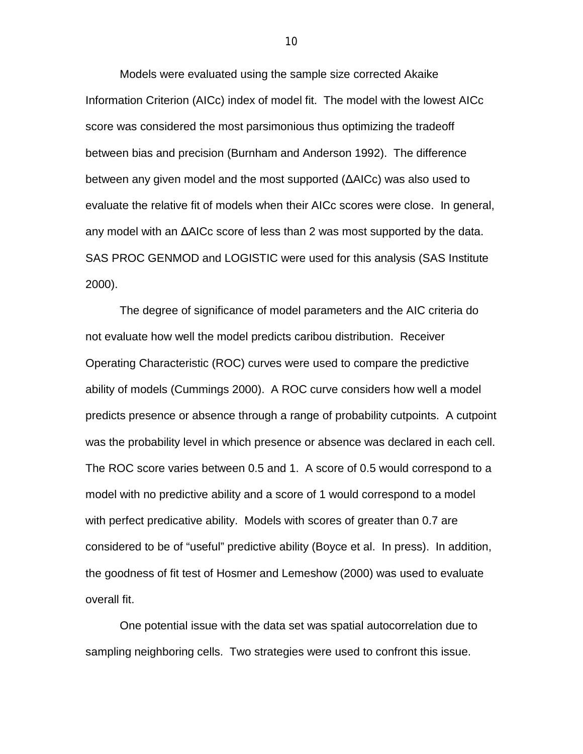Models were evaluated using the sample size corrected Akaike Information Criterion (AICc) index of model fit. The model with the lowest AICc score was considered the most parsimonious thus optimizing the tradeoff between bias and precision (Burnham and Anderson 1992). The difference between any given model and the most supported (ΔAICc) was also used to evaluate the relative fit of models when their AICc scores were close. In general, any model with an ΔAICc score of less than 2 was most supported by the data. SAS PROC GENMOD and LOGISTIC were used for this analysis (SAS Institute 2000).

The degree of significance of model parameters and the AIC criteria do not evaluate how well the model predicts caribou distribution. Receiver Operating Characteristic (ROC) curves were used to compare the predictive ability of models (Cummings 2000). A ROC curve considers how well a model predicts presence or absence through a range of probability cutpoints. A cutpoint was the probability level in which presence or absence was declared in each cell. The ROC score varies between 0.5 and 1. A score of 0.5 would correspond to a model with no predictive ability and a score of 1 would correspond to a model with perfect predicative ability. Models with scores of greater than 0.7 are considered to be of "useful" predictive ability (Boyce et al. In press). In addition, the goodness of fit test of Hosmer and Lemeshow (2000) was used to evaluate overall fit.

One potential issue with the data set was spatial autocorrelation due to sampling neighboring cells. Two strategies were used to confront this issue.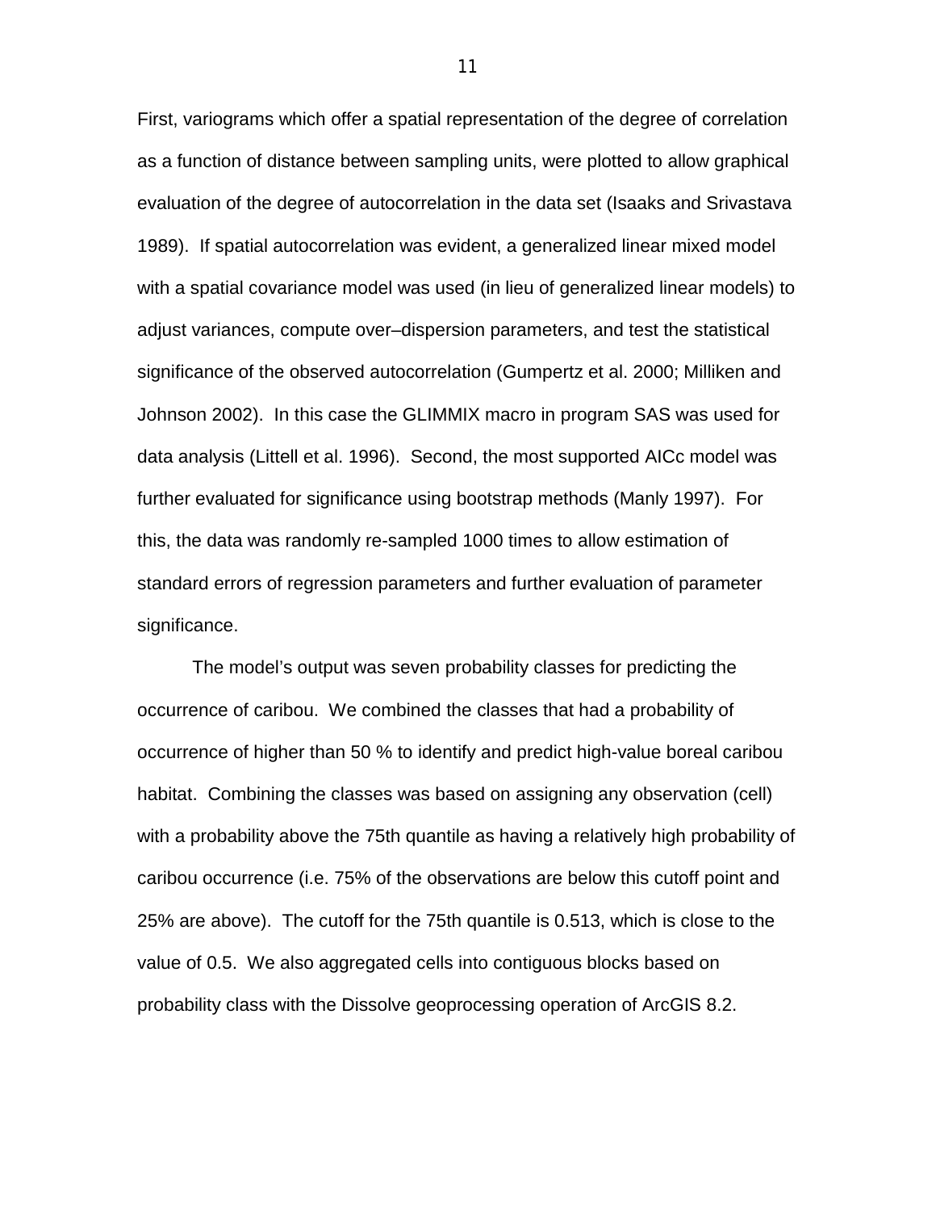First, variograms which offer a spatial representation of the degree of correlation as a function of distance between sampling units, were plotted to allow graphical evaluation of the degree of autocorrelation in the data set (Isaaks and Srivastava 1989). If spatial autocorrelation was evident, a generalized linear mixed model with a spatial covariance model was used (in lieu of generalized linear models) to adjust variances, compute over–dispersion parameters, and test the statistical significance of the observed autocorrelation (Gumpertz et al. 2000; Milliken and Johnson 2002). In this case the GLIMMIX macro in program SAS was used for data analysis (Littell et al. 1996). Second, the most supported AICc model was further evaluated for significance using bootstrap methods (Manly 1997). For this, the data was randomly re-sampled 1000 times to allow estimation of standard errors of regression parameters and further evaluation of parameter significance.

The model's output was seven probability classes for predicting the occurrence of caribou. We combined the classes that had a probability of occurrence of higher than 50 % to identify and predict high-value boreal caribou habitat. Combining the classes was based on assigning any observation (cell) with a probability above the 75th quantile as having a relatively high probability of caribou occurrence (i.e. 75% of the observations are below this cutoff point and 25% are above). The cutoff for the 75th quantile is 0.513, which is close to the value of 0.5. We also aggregated cells into contiguous blocks based on probability class with the Dissolve geoprocessing operation of ArcGIS 8.2.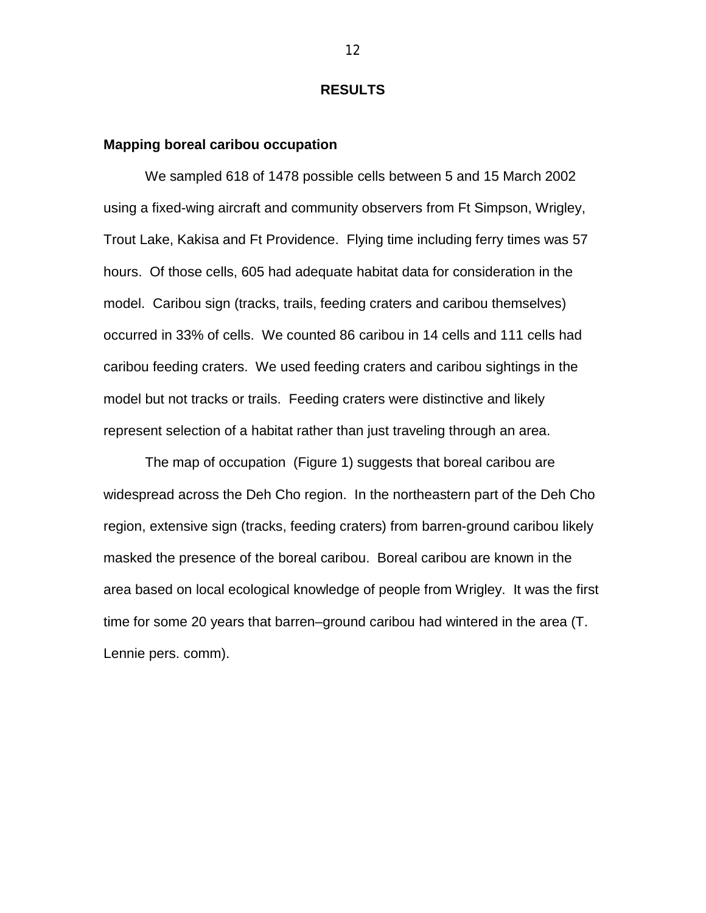# RESULTS

## Mapping boreal caribou occupation

We sampled 618 of 1478 possible cells between 5 and 15 March 2002 using a fixed-wing aircraft and community observers from Ft Simpson, Wrigley, Trout Lake, Kakisa and Ft Providence. Flying time including ferry times was 57 hours. Of those cells, 605 had adequate habitat data for consideration in the model. Caribou sign (tracks, trails, feeding craters and caribou themselves) occurred in 33% of cells. We counted 86 caribou in 14 cells and 111 cells had caribou feeding craters. We used feeding craters and caribou sightings in the model but not tracks or trails. Feeding craters were distinctive and likely represent selection of a habitat rather than just traveling through an area.

The map of occupation (Figure 1) suggests that boreal caribou are widespread across the Deh Cho region. In the northeastern part of the Deh Cho region, extensive sign (tracks, feeding craters) from barren-ground caribou likely masked the presence of the boreal caribou. Boreal caribou are known in the area based on local ecological knowledge of people from Wrigley. It was the first time for some 20 years that barren–ground caribou had wintered in the area (T. Lennie pers. comm).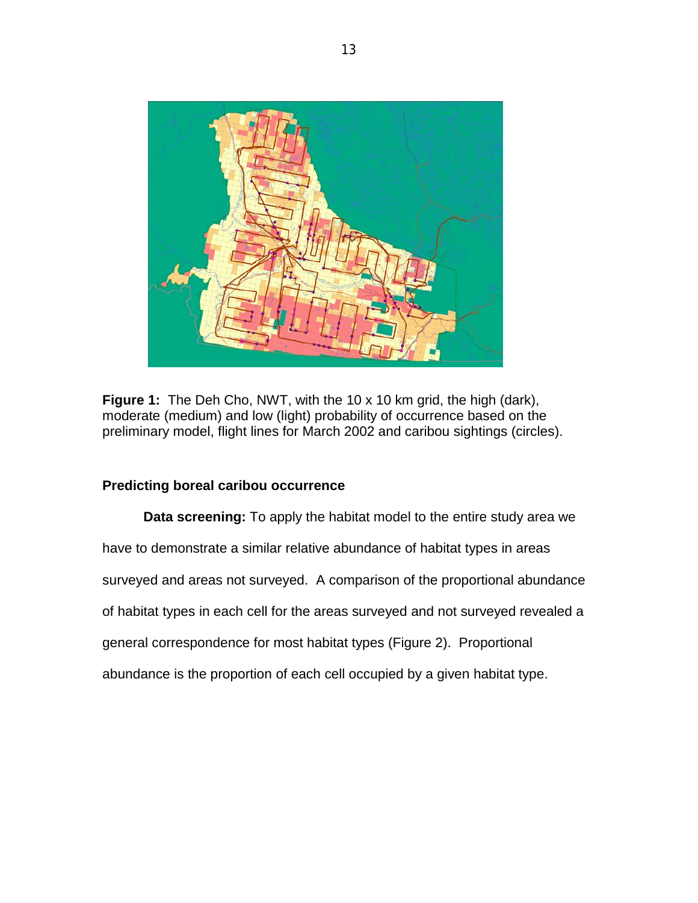**Figure 1:** The Deh Cho, NWT, with the 10 x 10 km grid, the high (dark), moderate (medium) and low (light) probability of occurrence based on the preliminary model, flight lines for March 2002 and caribou sightings (circles).

### Predicting boreal caribou occurrence

**Data screening:** To apply the habitat model to the entire study area we have to demonstrate a similar relative abundance of habitat types in areas surveyed and areas not surveyed. A comparison of the proportional abundance of habitat types in each cell for the areas surveyed and not surveyed revealed a general correspondence for most habitat types (Figure 2). Proportional abundance is the proportion of each cell occupied by a given habitat type.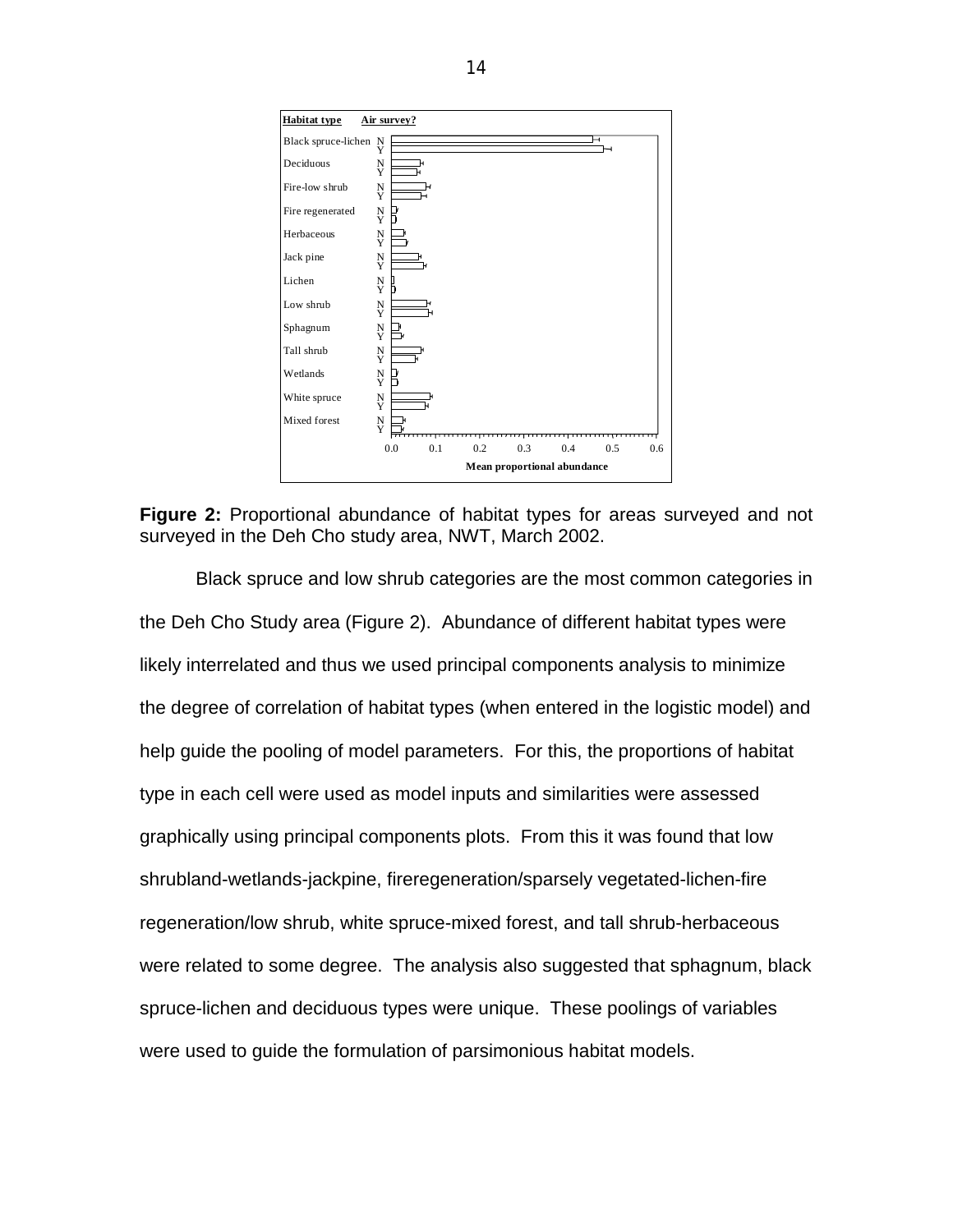**Figure 2:** Proportional abundance of habitat types for areas surveyed and not surveyed in the Deh Cho study area, NWT, March 2002.

Black spruce and low shrub categories are the most common categories in the Deh Cho Study area (Figure 2). Abundance of different habitat types were likely interrelated and thus we used principal components analysis to minimize the degree of correlation of habitat types (when entered in the logistic model) and help guide the pooling of model parameters. For this, the proportions of habitat type in each cell were used as model inputs and similarities were assessed graphically using principal components plots. From this it was found that low shrubland-wetlands-jackpine, fireregeneration/sparsely vegetated-lichen-fire regeneration/low shrub, white spruce-mixed forest, and tall shrub-herbaceous were related to some degree. The analysis also suggested that sphagnum, black spruce-lichen and deciduous types were unique. These poolings of variables were used to guide the formulation of parsimonious habitat models.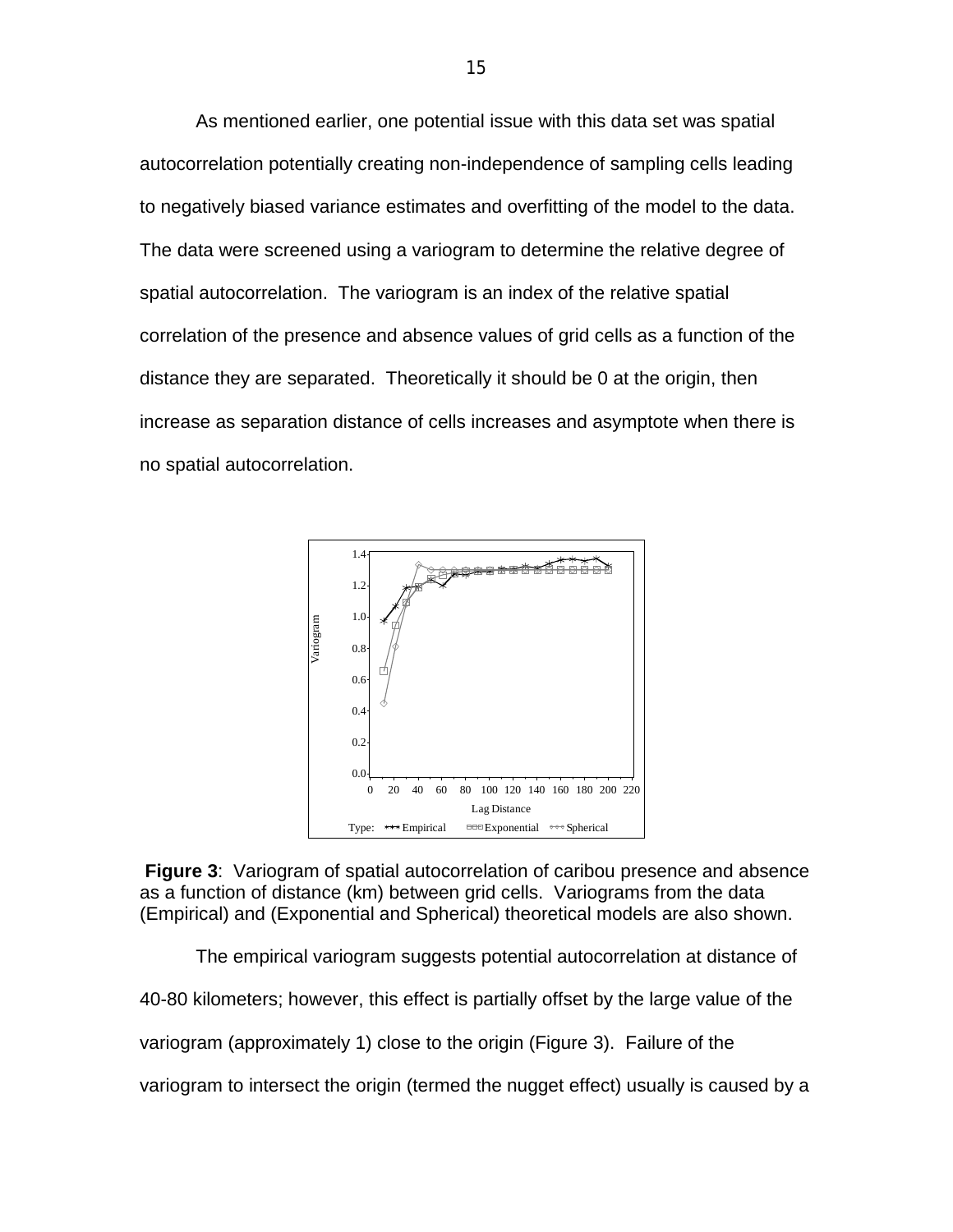As mentioned earlier, one potential issue with this data set was spatial autocorrelation potentially creating non-independence of sampling cells leading to negatively biased variance estimates and overfitting of the model to the data. The data were screened using a variogram to determine the relative degree of spatial autocorrelation. The variogram is an index of the relative spatial correlation of the presence and absence values of grid cells as a function of the distance they are separated. Theoretically it should be 0 at the origin, then increase as separation distance of cells increases and asymptote when there is no spatial autocorrelation.

**Figure 3**: Variogram of spatial autocorrelation of caribou presence and absence as a function of distance (km) between grid cells. Variograms from the data (Empirical) and (Exponential and Spherical) theoretical models are also shown.

The empirical variogram suggests potential autocorrelation at distance of 40-80 kilometers; however, this effect is partially offset by the large value of the variogram (approximately 1) close to the origin (Figure 3). Failure of the variogram to intersect the origin (termed the nugget effect) usually is caused by a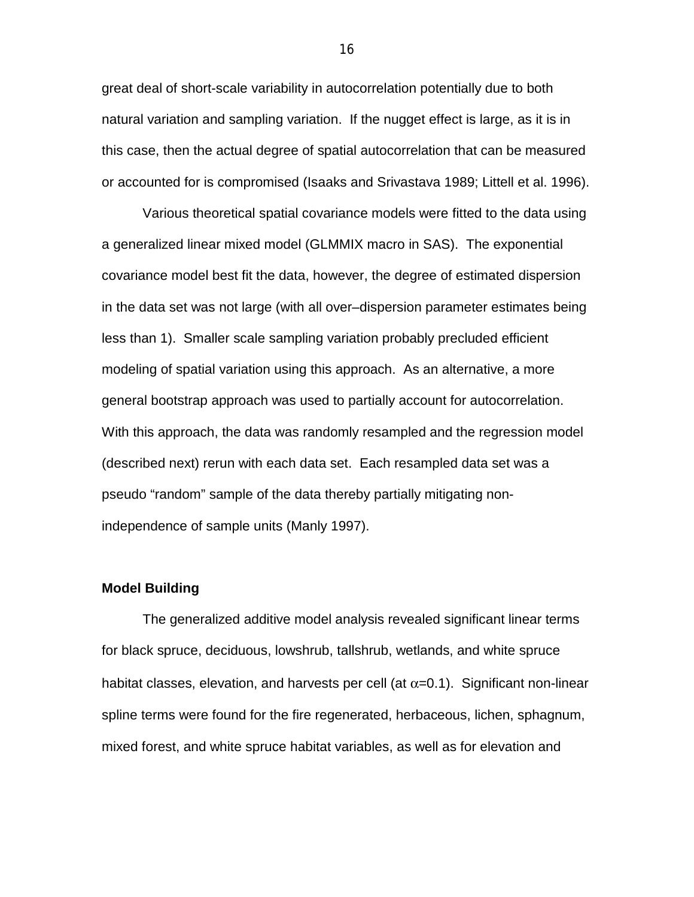great deal of short-scale variability in autocorrelation potentially due to both natural variation and sampling variation. If the nugget effect is large, as it is in this case, then the actual degree of spatial autocorrelation that can be measured or accounted for is compromised (Isaaks and Srivastava 1989; Littell et al. 1996).

Various theoretical spatial covariance models were fitted to the data using a generalized linear mixed model (GLMMIX macro in SAS). The exponential covariance model best fit the data, however, the degree of estimated dispersion in the data set was not large (with all over–dispersion parameter estimates being less than 1). Smaller scale sampling variation probably precluded efficient modeling of spatial variation using this approach. As an alternative, a more general bootstrap approach was used to partially account for autocorrelation. With this approach, the data was randomly resampled and the regression model (described next) rerun with each data set. Each resampled data set was a pseudo "random" sample of the data thereby partially mitigating non-independence of sample units (Manly 1997).

### Model Building

The generalized additive model analysis revealed significant linear terms for black spruce, deciduous, lowshrub, tallshrub, wetlands, and white spruce habitat classes, elevation, and harvests per cell (at $\alpha$=0.1). Significant non-linear spline terms were found for the fire regenerated, herbaceous, lichen, sphagnum, mixed forest, and white spruce habitat variables, as well as for elevation and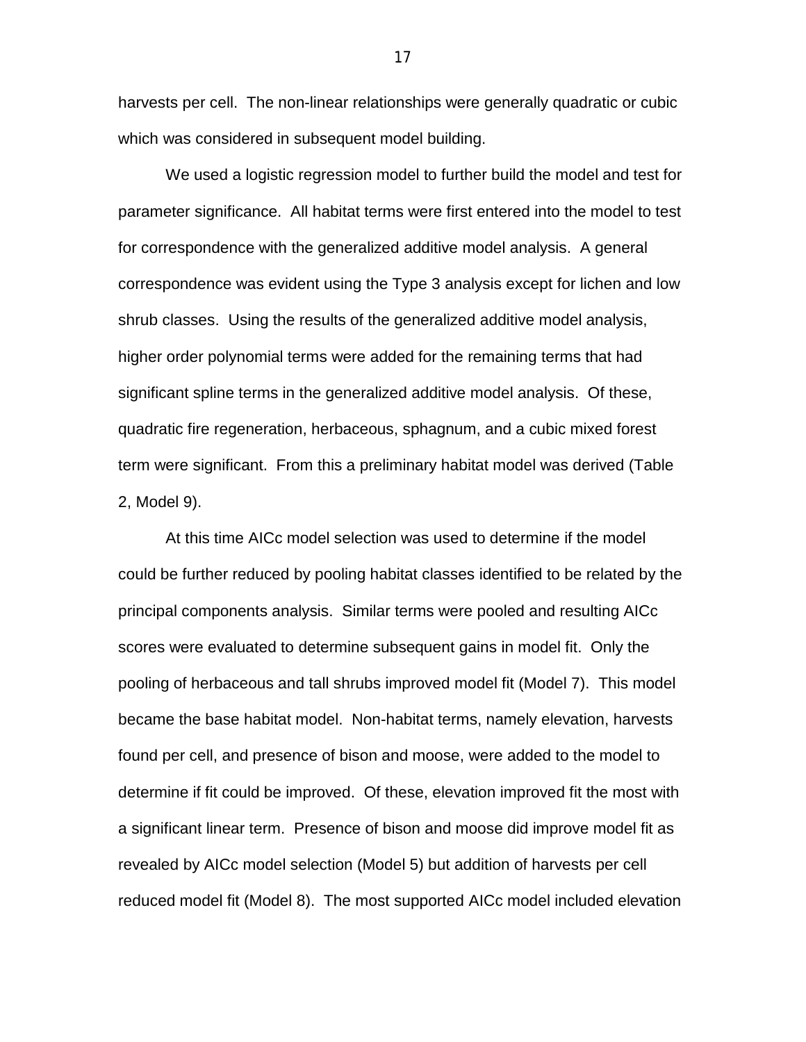harvests per cell. The non-linear relationships were generally quadratic or cubic which was considered in subsequent model building.

We used a logistic regression model to further build the model and test for parameter significance. All habitat terms were first entered into the model to test for correspondence with the generalized additive model analysis. A general correspondence was evident using the Type 3 analysis except for lichen and low shrub classes. Using the results of the generalized additive model analysis, higher order polynomial terms were added for the remaining terms that had significant spline terms in the generalized additive model analysis. Of these, quadratic fire regeneration, herbaceous, sphagnum, and a cubic mixed forest term were significant. From this a preliminary habitat model was derived (Table 2, Model 9).

At this time AICc model selection was used to determine if the model could be further reduced by pooling habitat classes identified to be related by the principal components analysis. Similar terms were pooled and resulting AICc scores were evaluated to determine subsequent gains in model fit. Only the pooling of herbaceous and tall shrubs improved model fit (Model 7). This model became the base habitat model. Non-habitat terms, namely elevation, harvests found per cell, and presence of bison and moose, were added to the model to determine if fit could be improved. Of these, elevation improved fit the most with a significant linear term. Presence of bison and moose did improve model fit as revealed by AICc model selection (Model 5) but addition of harvests per cell reduced model fit (Model 8). The most supported AICc model included elevation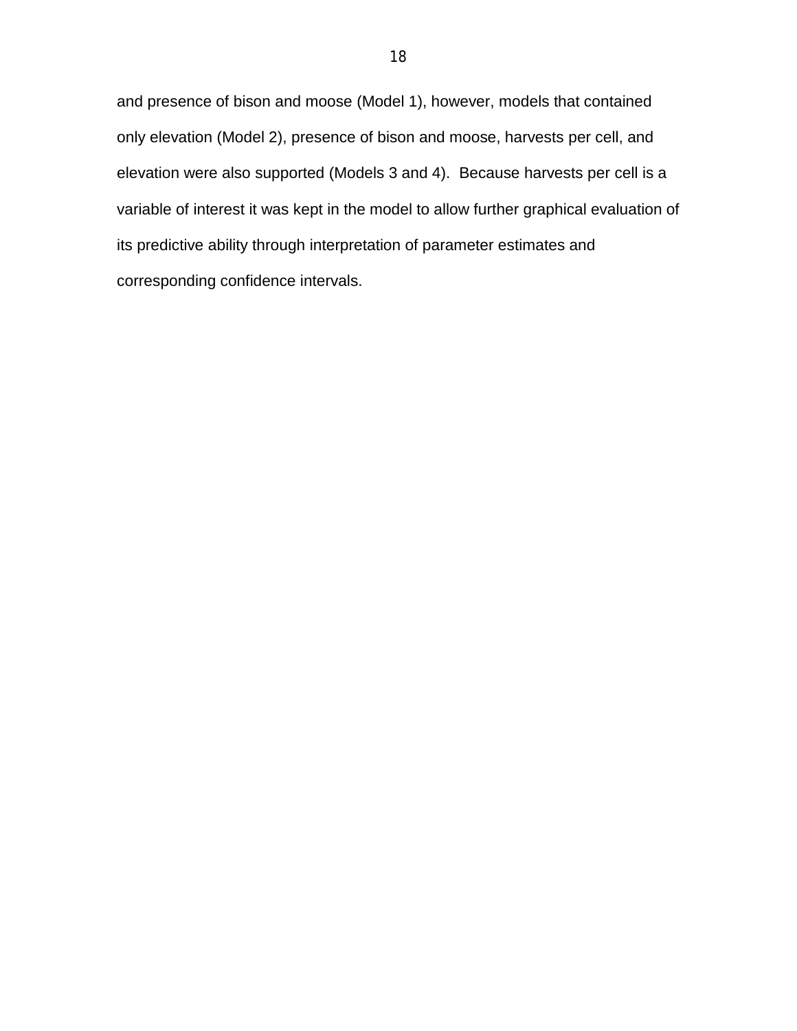and presence of bison and moose (Model 1), however, models that contained only elevation (Model 2), presence of bison and moose, harvests per cell, and elevation were also supported (Models 3 and 4). Because harvests per cell is a variable of interest it was kept in the model to allow further graphical evaluation of its predictive ability through interpretation of parameter estimates and corresponding confidence intervals.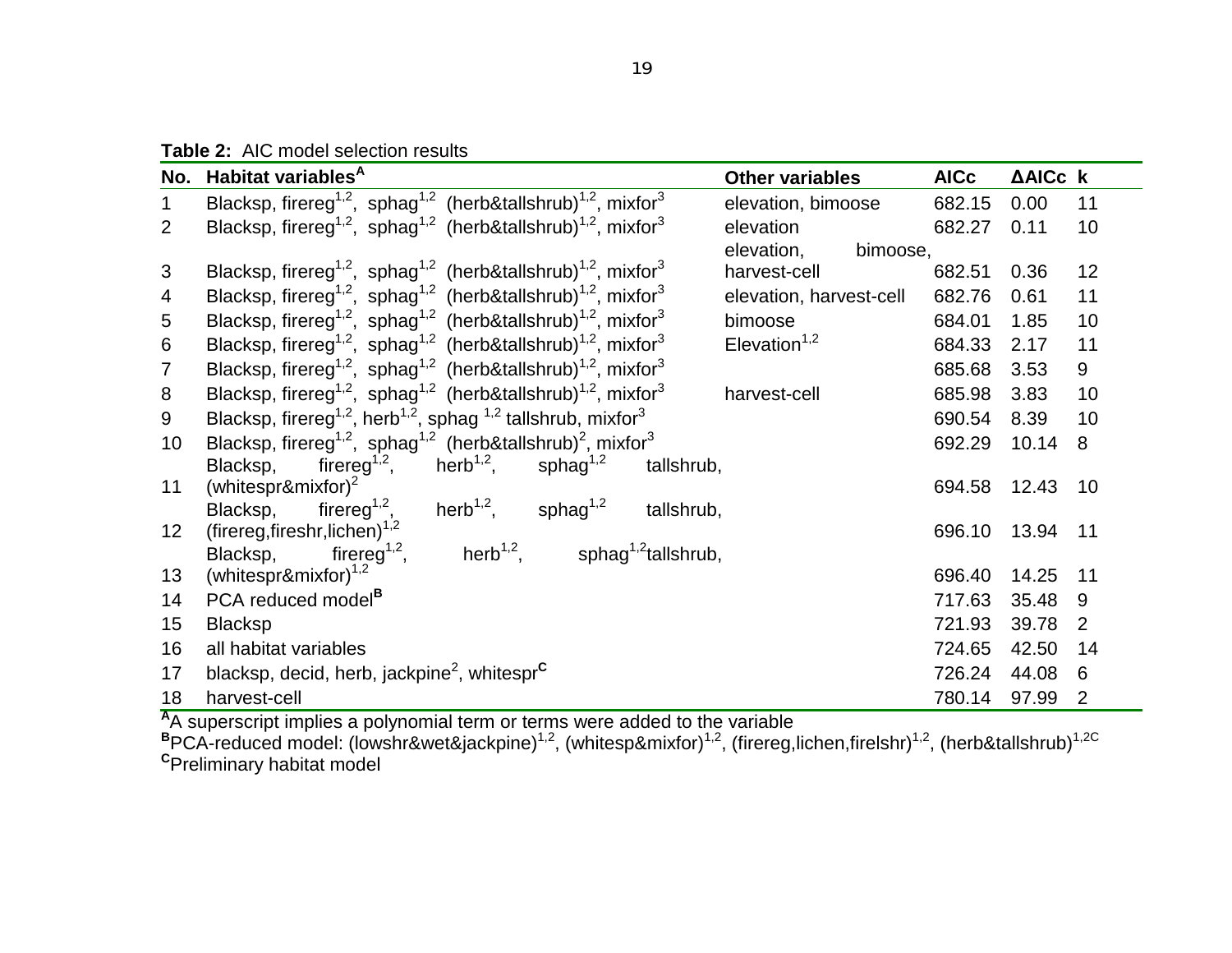**Table 2:** AIC model selection results

| No. | Habitat variables$^{A}$ | Other variables | AICc | ΔAICc | k |
|---|---|---|---|---|---|
| 1 | Blacksp, firereg$^{1,2}$, sphag$^{1,2}$ (herb&tallshrub)$^{1,2}$, mixfor$^{3}$ | elevation, bimoose | 682.15 | 0.00 | 11 |
| 2 | Blacksp, firereg$^{1,2}$, sphag$^{1,2}$ (herb&tallshrub)$^{1,2}$, mixfor$^{3}$ | elevation | 682.27 | 0.11 | 10 |
| 3 | Blacksp, firereg$^{1,2}$, sphag$^{1,2}$ (herb&tallshrub)$^{1,2}$, mixfor$^{3}$ | elevation, bimoose, harvest-cell | 682.51 | 0.36 | 12 |
| 4 | Blacksp, firereg$^{1,2}$, sphag$^{1,2}$ (herb&tallshrub)$^{1,2}$, mixfor$^{3}$ | elevation, harvest-cell | 682.76 | 0.61 | 11 |
| 5 | Blacksp, firereg$^{1,2}$, sphag$^{1,2}$ (herb&tallshrub)$^{1,2}$, mixfor$^{3}$ | bimoose | 684.01 | 1.85 | 10 |
| 6 | Blacksp, firereg$^{1,2}$, sphag$^{1,2}$ (herb&tallshrub)$^{1,2}$, mixfor$^{3}$ | Elevation$^{1,2}$ | 684.33 | 2.17 | 11 |
| 7 | Blacksp, firereg$^{1,2}$, sphag$^{1,2}$ (herb&tallshrub)$^{1,2}$, mixfor$^{3}$ | | 685.68 | 3.53 | 9 |
| 8 | Blacksp, firereg$^{1,2}$, sphag$^{1,2}$ (herb&tallshrub)$^{1,2}$, mixfor$^{3}$ | harvest-cell | 685.98 | 3.83 | 10 |
| 9 | Blacksp, firereg$^{1,2}$, herb$^{1,2}$, sphag $^{1,2}$ tallshrub, mixfor$^{3}$ | | 690.54 | 8.39 | 10 |
| 10 | Blacksp, firereg$^{1,2}$, sphag$^{1,2}$ (herb&tallshrub)$^{2}$, mixfor$^{3}$ | | 692.29 | 10.14 | 8 |
| 11 | Blacksp, firereg$^{1,2}$, herb$^{1,2}$, sphag$^{1,2}$ tallshrub, (whitespr&mixfor)$^{2}$ | | 694.58 | 12.43 | 10 |
| 12 | Blacksp, firereg$^{1,2}$, herb$^{1,2}$, sphag$^{1,2}$ tallshrub, (firereg,fireshr,lichen)$^{1,2}$ | | 696.10 | 13.94 | 11 |
| 13 | Blacksp, firereg$^{1,2}$, herb$^{1,2}$, sphag$^{1,2}$tallshrub, (whitespr&mixfor)$^{1,2}$ | | 696.40 | 14.25 | 11 |
| 14 | PCA reduced model$^{B}$ | | 717.63 | 35.48 | 9 |
| 15 | Blacksp | | 721.93 | 39.78 | 2 |
| 16 | all habitat variables | | 724.65 | 42.50 | 14 |
| 17 | blacksp, decid, herb, jackpine$^{2}$, whitespr$^{C}$ | | 726.24 | 44.08 | 6 |
| 18 | harvest-cell | | 780.14 | 97.99 | 2 |

**A** A superscript implies a polynomial term or terms were added to the variable
**B** PCA-reduced model: (lowshr&wet&jackpine)$^{1,2}$, (whitesp&mixfor)$^{1,2}$, (firereg,lichen,firelshr)$^{1,2}$, (herb&tallshrub)$^{1,2}$ C
**C** Preliminary habitat model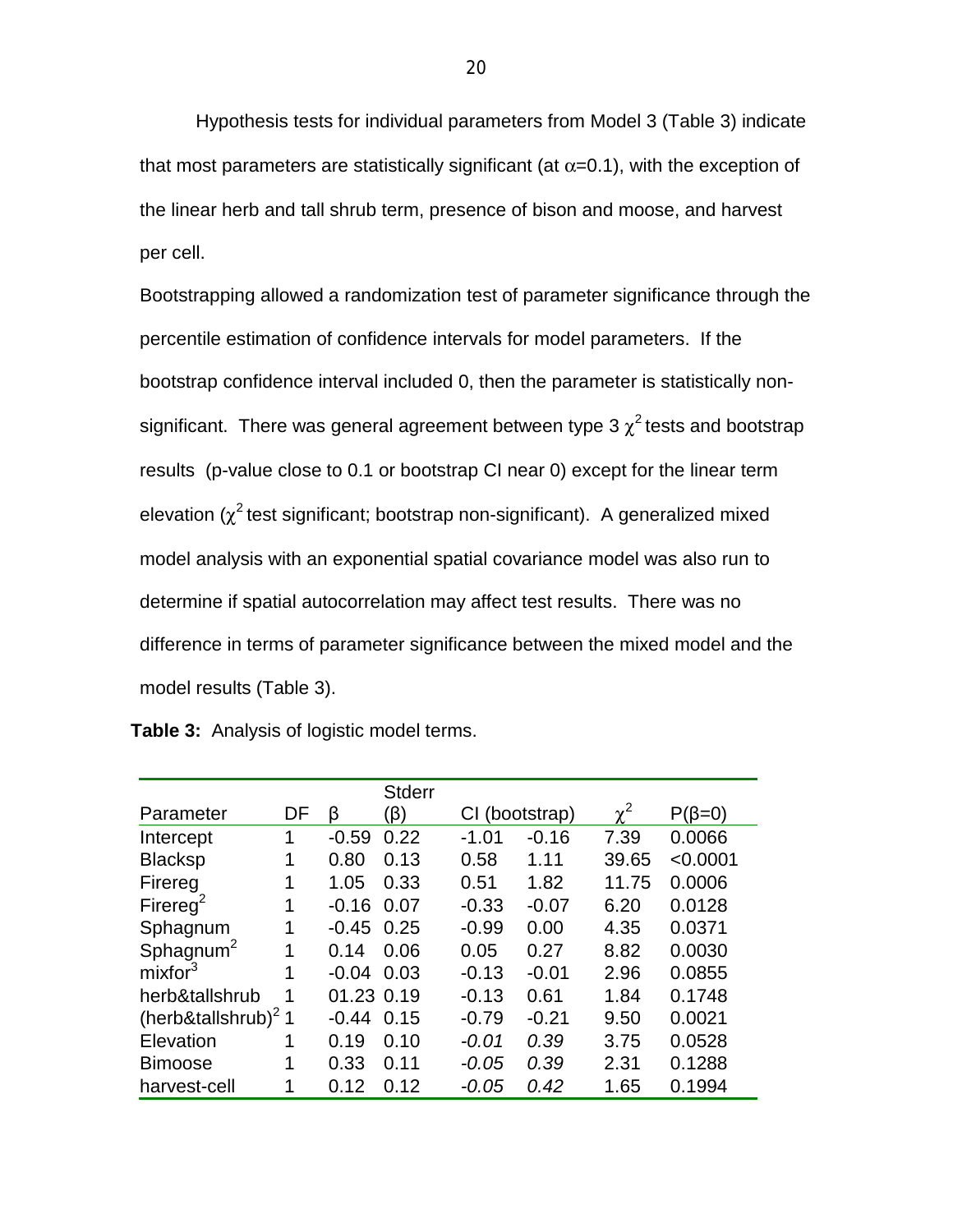Hypothesis tests for individual parameters from Model 3 (Table 3) indicate that most parameters are statistically significant (at $\alpha$=0.1), with the exception of the linear herb and tall shrub term, presence of bison and moose, and harvest per cell.

Bootstrapping allowed a randomization test of parameter significance through the percentile estimation of confidence intervals for model parameters. If the bootstrap confidence interval included 0, then the parameter is statistically non-significant. There was general agreement between type 3 $\chi^2$ tests and bootstrap results (p-value close to 0.1 or bootstrap CI near 0) except for the linear term elevation ($\chi^2$ test significant; bootstrap non-significant). A generalized mixed model analysis with an exponential spatial covariance model was also run to determine if spatial autocorrelation may affect test results. There was no difference in terms of parameter significance between the mixed model and the model results (Table 3).

**Table 3:** Analysis of logistic model terms.

| Parameter | DF | $\beta$ | Stderr ($\beta$) | CI (bootstrap) | | $\chi^2$ | $P(\beta=0)$ |
|---|---|---|---|---|---|---|---|
| Intercept | 1 | -0.59 | 0.22 | -1.01 | -0.16 | 7.39 | 0.0066 |
| Blacksp | 1 | 0.80 | 0.13 | 0.58 | 1.11 | 39.65 | <0.0001 |
| Firereg | 1 | 1.05 | 0.33 | 0.51 | 1.82 | 11.75 | 0.0006 |
| Firereg$^2$ | 1 | -0.16 | 0.07 | -0.33 | -0.07 | 6.20 | 0.0128 |
| Sphagnum | 1 | -0.45 | 0.25 | -0.99 | 0.00 | 4.35 | 0.0371 |
| Sphagnum$^2$ | 1 | 0.14 | 0.06 | 0.05 | 0.27 | 8.82 | 0.0030 |
| mixfor$^3$ | 1 | -0.04 | 0.03 | -0.13 | -0.01 | 2.96 | 0.0855 |
| herb&tallshrub | 1 | 01.23 | 0.19 | -0.13 | 0.61 | 1.84 | 0.1748 |
| (herb&tallshrub)$^2$ | 1 | -0.44 | 0.15 | -0.79 | -0.21 | 9.50 | 0.0021 |
| Elevation | 1 | 0.19 | 0.10 | *-0.01* | *0.39* | 3.75 | 0.0528 |
| Bimoose | 1 | 0.33 | 0.11 | *-0.05* | *0.39* | 2.31 | 0.1288 |
| harvest-cell | 1 | 0.12 | 0.12 | *-0.05* | *0.42* | 1.65 | 0.1994 |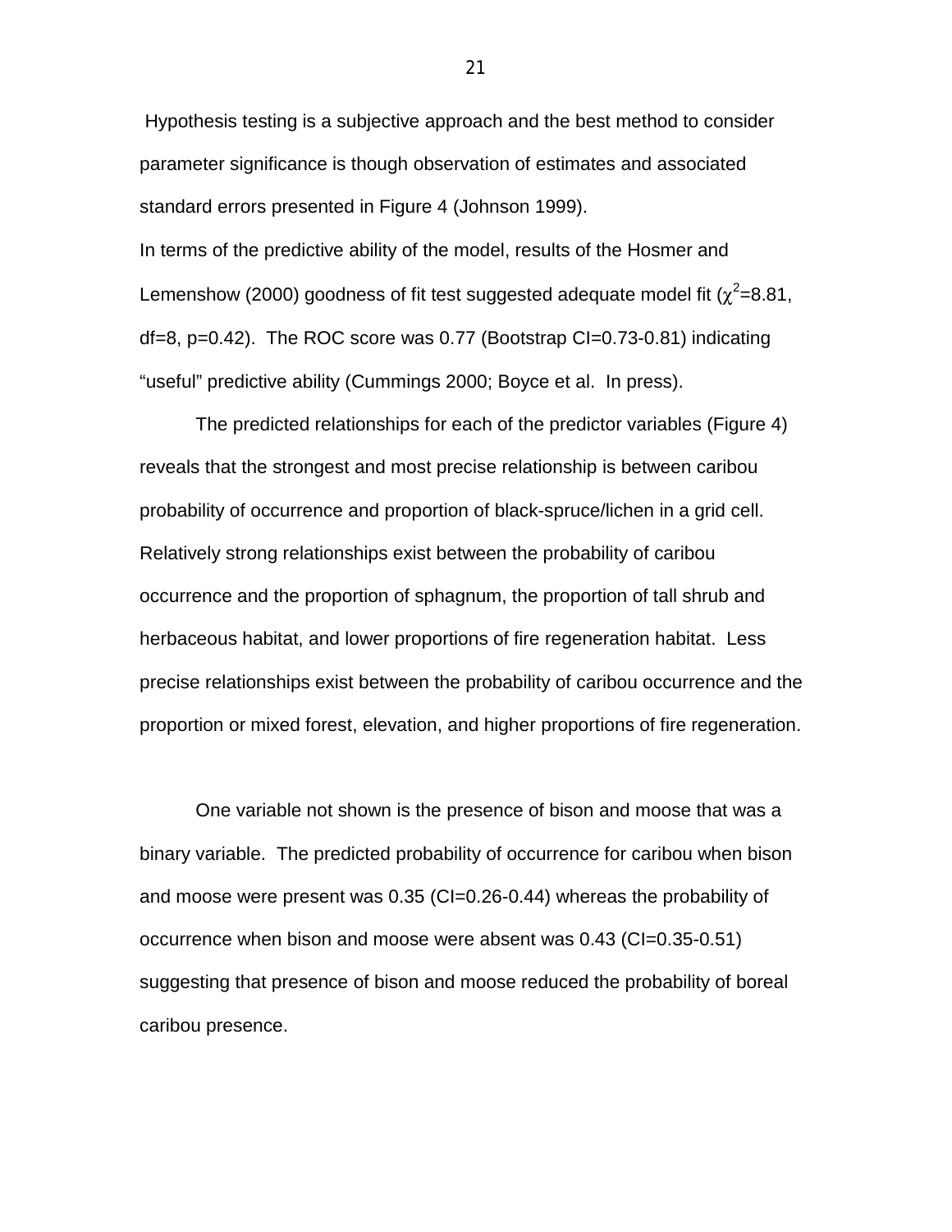Hypothesis testing is a subjective approach and the best method to consider parameter significance is though observation of estimates and associated standard errors presented in Figure 4 (Johnson 1999).

In terms of the predictive ability of the model, results of the Hosmer and Lemenshow (2000) goodness of fit test suggested adequate model fit ($\chi^2$=8.81, df=8, p=0.42). The ROC score was 0.77 (Bootstrap CI=0.73-0.81) indicating “useful” predictive ability (Cummings 2000; Boyce et al. In press).

The predicted relationships for each of the predictor variables (Figure 4) reveals that the strongest and most precise relationship is between caribou probability of occurrence and proportion of black-spruce/lichen in a grid cell. Relatively strong relationships exist between the probability of caribou occurrence and the proportion of sphagnum, the proportion of tall shrub and herbaceous habitat, and lower proportions of fire regeneration habitat. Less precise relationships exist between the probability of caribou occurrence and the proportion or mixed forest, elevation, and higher proportions of fire regeneration.

One variable not shown is the presence of bison and moose that was a binary variable. The predicted probability of occurrence for caribou when bison and moose were present was 0.35 (CI=0.26-0.44) whereas the probability of occurrence when bison and moose were absent was 0.43 (CI=0.35-0.51) suggesting that presence of bison and moose reduced the probability of boreal caribou presence.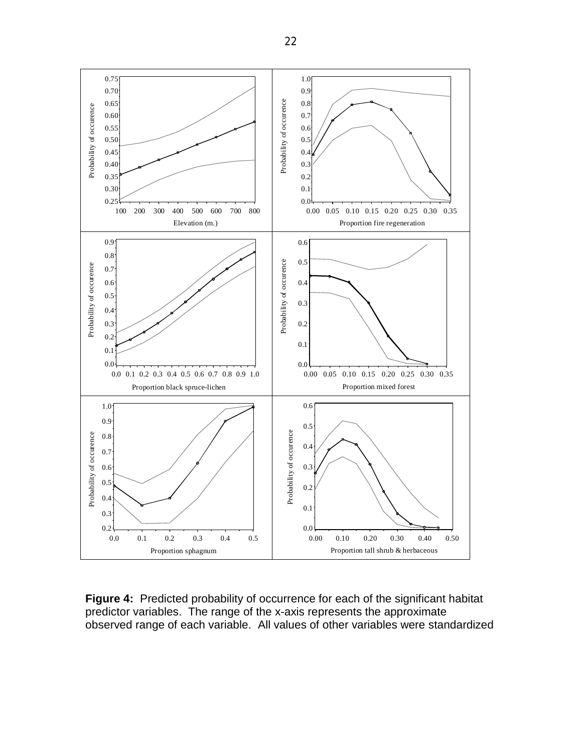**Figure 4:** Predicted probability of occurrence for each of the significant habitat predictor variables. The range of the x-axis represents the approximate observed range of each variable. All values of other variables were standardized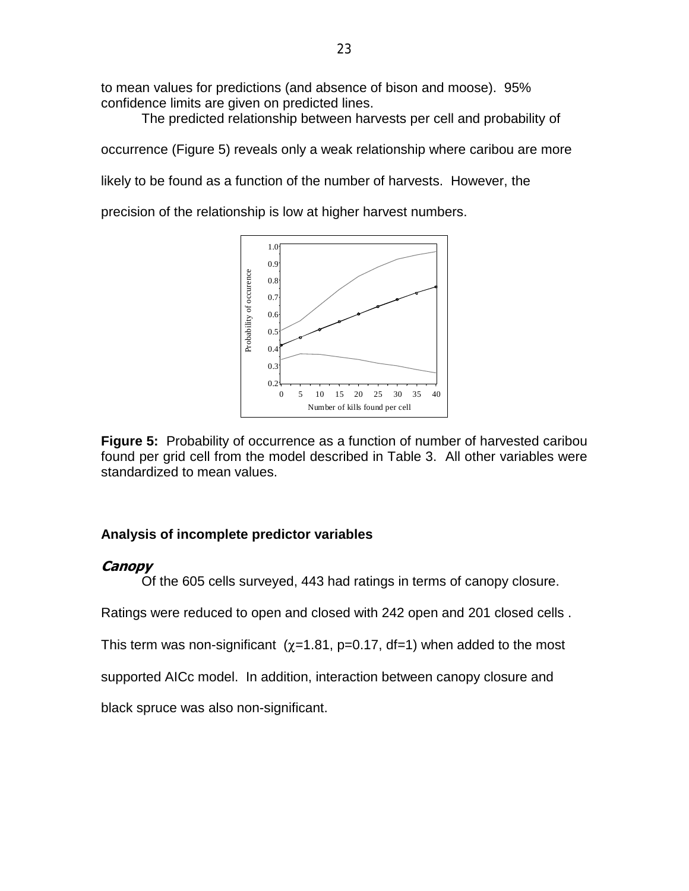to mean values for predictions (and absence of bison and moose). 95% confidence limits are given on predicted lines.

The predicted relationship between harvests per cell and probability of occurrence (Figure 5) reveals only a weak relationship where caribou are more likely to be found as a function of the number of harvests. However, the precision of the relationship is low at higher harvest numbers.

**Figure 5:** Probability of occurrence as a function of number of harvested caribou found per grid cell from the model described in Table 3. All other variables were standardized to mean values.

### Analysis of incomplete predictor variables

#### *Canopy*

Of the 605 cells surveyed, 443 had ratings in terms of canopy closure. Ratings were reduced to open and closed with 242 open and 201 closed cells . This term was non-significant ($\chi$=1.81, p=0.17, df=1) when added to the most supported AICc model. In addition, interaction between canopy closure and black spruce was also non-significant.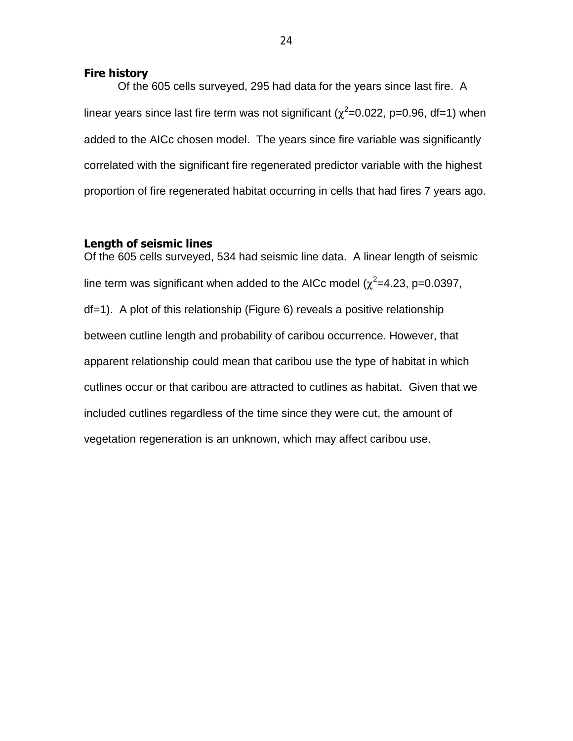### Fire history

Of the 605 cells surveyed, 295 had data for the years since last fire. A linear years since last fire term was not significant ($\chi^2$=0.022, p=0.96, df=1) when added to the AICc chosen model. The years since fire variable was significantly correlated with the significant fire regenerated predictor variable with the highest proportion of fire regenerated habitat occurring in cells that had fires 7 years ago.

### Length of seismic lines

Of the 605 cells surveyed, 534 had seismic line data. A linear length of seismic line term was significant when added to the AICc model ($\chi^2$=4.23, p=0.0397, df=1). A plot of this relationship (Figure 6) reveals a positive relationship between cutline length and probability of caribou occurrence. However, that apparent relationship could mean that caribou use the type of habitat in which cutlines occur or that caribou are attracted to cutlines as habitat. Given that we included cutlines regardless of the time since they were cut, the amount of vegetation regeneration is an unknown, which may affect caribou use.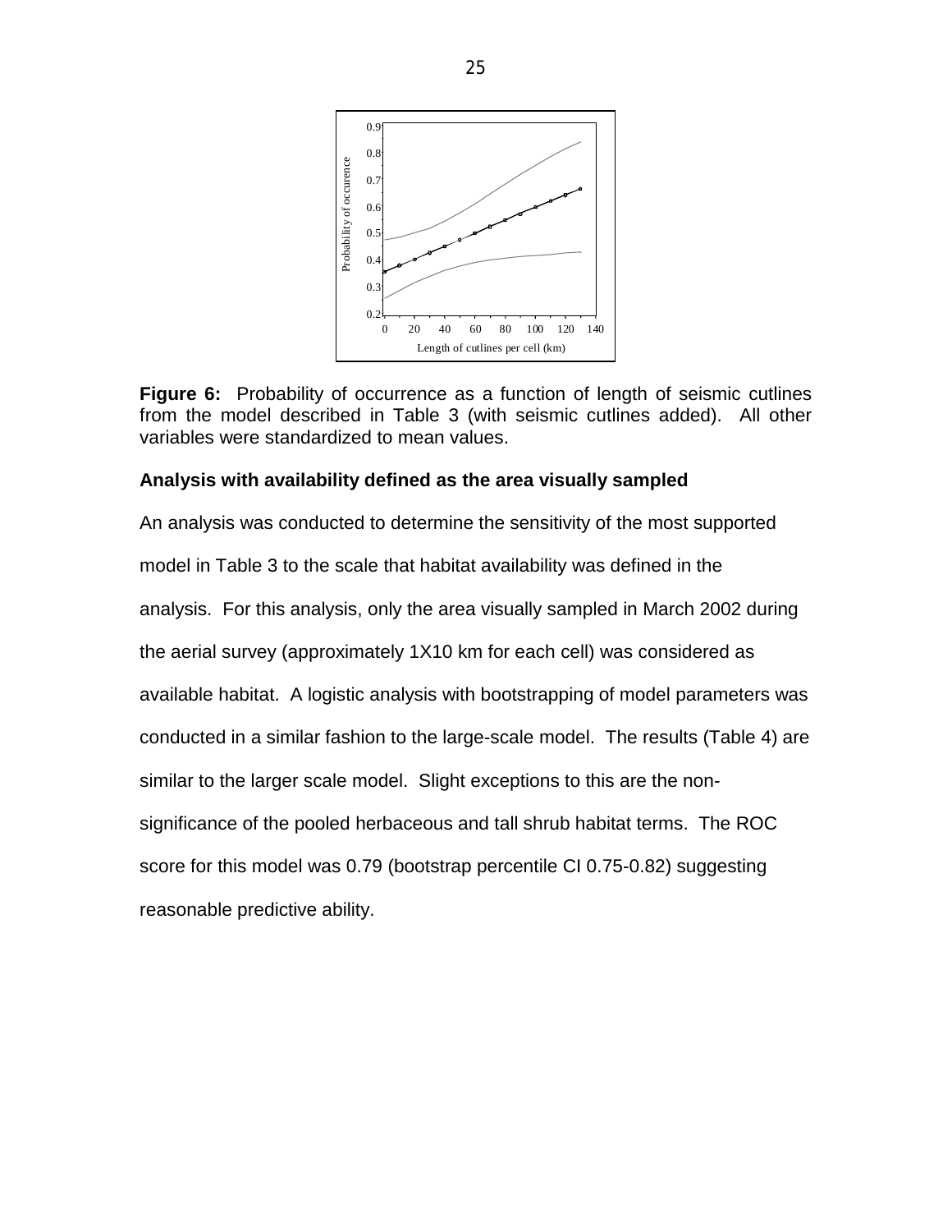**Figure 6:** Probability of occurrence as a function of length of seismic cutlines from the model described in Table 3 (with seismic cutlines added). All other variables were standardized to mean values.

### Analysis with availability defined as the area visually sampled

An analysis was conducted to determine the sensitivity of the most supported model in Table 3 to the scale that habitat availability was defined in the analysis. For this analysis, only the area visually sampled in March 2002 during the aerial survey (approximately 1X10 km for each cell) was considered as available habitat. A logistic analysis with bootstrapping of model parameters was conducted in a similar fashion to the large-scale model. The results (Table 4) are similar to the larger scale model. Slight exceptions to this are the non-significance of the pooled herbaceous and tall shrub habitat terms. The ROC score for this model was 0.79 (bootstrap percentile CI 0.75-0.82) suggesting reasonable predictive ability.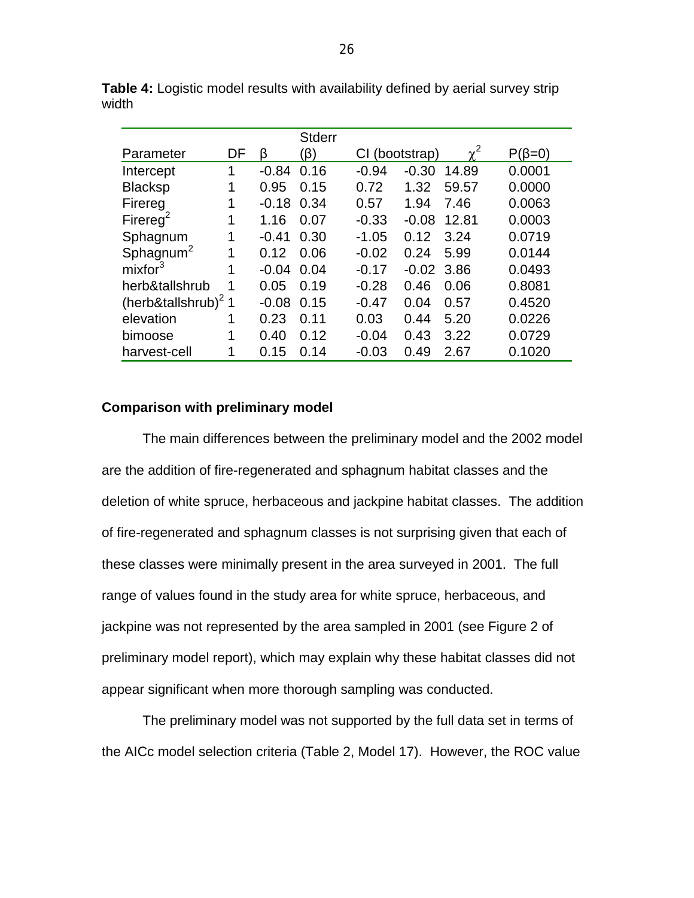**Table 4:** Logistic model results with availability defined by aerial survey strip width

| Parameter | DF | β | Stderr (β) | CI (bootstrap) | | $\chi^2$ | P(β=0) |
|---|---|---|---|---|---|---|---|
| Intercept | 1 | -0.84 | 0.16 | -0.94 | -0.30 | 14.89 | 0.0001 |
| Blacksp | 1 | 0.95 | 0.15 | 0.72 | 1.32 | 59.57 | 0.0000 |
| Firereg | 1 | -0.18 | 0.34 | 0.57 | 1.94 | 7.46 | 0.0063 |
| Firereg$^2$ | 1 | 1.16 | 0.07 | -0.33 | -0.08 | 12.81 | 0.0003 |
| Sphagnum | 1 | -0.41 | 0.30 | -1.05 | 0.12 | 3.24 | 0.0719 |
| Sphagnum$^2$ | 1 | 0.12 | 0.06 | -0.02 | 0.24 | 5.99 | 0.0144 |
| mixfor$^3$ | 1 | -0.04 | 0.04 | -0.17 | -0.02 | 3.86 | 0.0493 |
| herb&tallshrub | 1 | 0.05 | 0.19 | -0.28 | 0.46 | 0.06 | 0.8081 |
| (herb&tallshrub)$^2$ | 1 | -0.08 | 0.15 | -0.47 | 0.04 | 0.57 | 0.4520 |
| elevation | 1 | 0.23 | 0.11 | 0.03 | 0.44 | 5.20 | 0.0226 |
| bimoose | 1 | 0.40 | 0.12 | -0.04 | 0.43 | 3.22 | 0.0729 |
| harvest-cell | 1 | 0.15 | 0.14 | -0.03 | 0.49 | 2.67 | 0.1020 |

**Comparison with preliminary model**

The main differences between the preliminary model and the 2002 model are the addition of fire-regenerated and sphagnum habitat classes and the deletion of white spruce, herbaceous and jackpine habitat classes. The addition of fire-regenerated and sphagnum classes is not surprising given that each of these classes were minimally present in the area surveyed in 2001. The full range of values found in the study area for white spruce, herbaceous, and jackpine was not represented by the area sampled in 2001 (see Figure 2 of preliminary model report), which may explain why these habitat classes did not appear significant when more thorough sampling was conducted.

The preliminary model was not supported by the full data set in terms of the AICc model selection criteria (Table 2, Model 17). However, the ROC value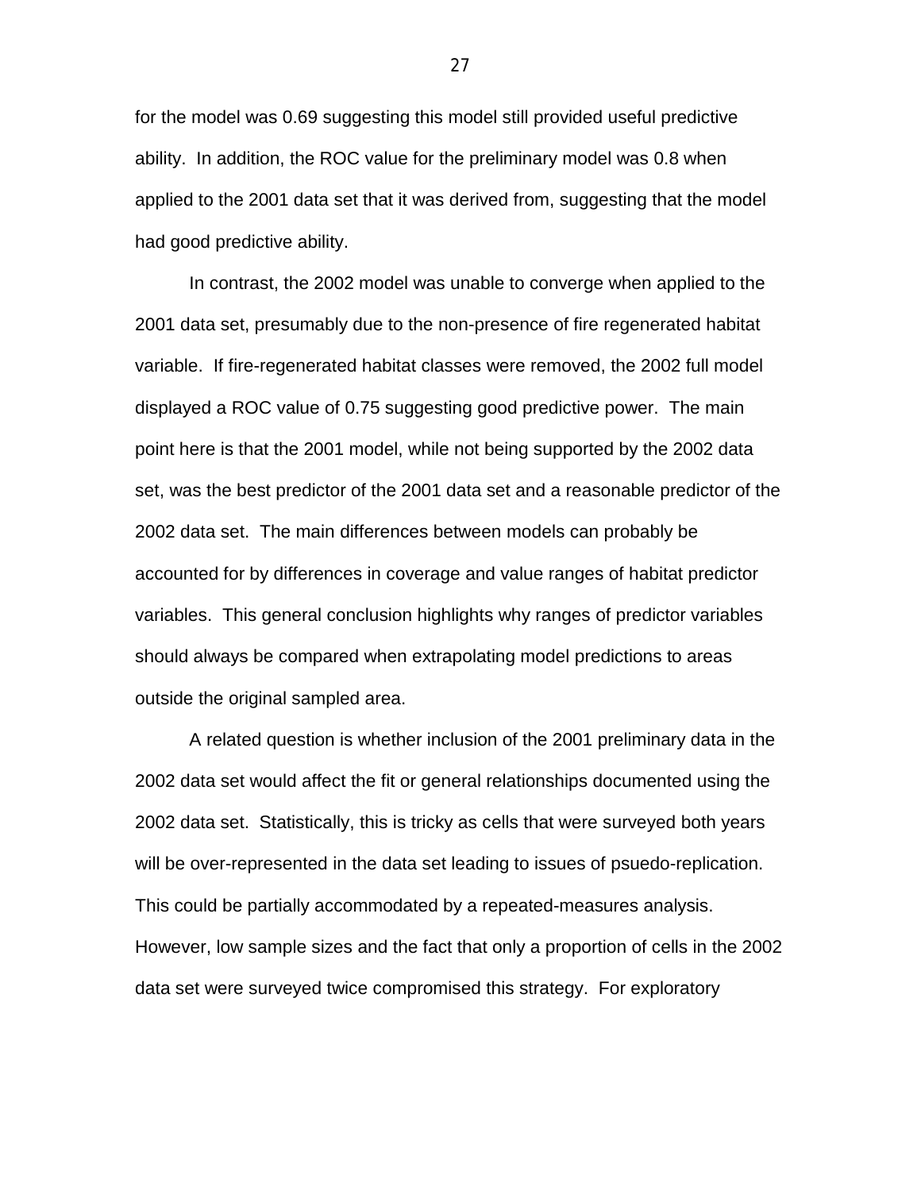for the model was 0.69 suggesting this model still provided useful predictive ability. In addition, the ROC value for the preliminary model was 0.8 when applied to the 2001 data set that it was derived from, suggesting that the model had good predictive ability.

In contrast, the 2002 model was unable to converge when applied to the 2001 data set, presumably due to the non-presence of fire regenerated habitat variable. If fire-regenerated habitat classes were removed, the 2002 full model displayed a ROC value of 0.75 suggesting good predictive power. The main point here is that the 2001 model, while not being supported by the 2002 data set, was the best predictor of the 2001 data set and a reasonable predictor of the 2002 data set. The main differences between models can probably be accounted for by differences in coverage and value ranges of habitat predictor variables. This general conclusion highlights why ranges of predictor variables should always be compared when extrapolating model predictions to areas outside the original sampled area.

A related question is whether inclusion of the 2001 preliminary data in the 2002 data set would affect the fit or general relationships documented using the 2002 data set. Statistically, this is tricky as cells that were surveyed both years will be over-represented in the data set leading to issues of psuedo-replication. This could be partially accommodated by a repeated-measures analysis. However, low sample sizes and the fact that only a proportion of cells in the 2002 data set were surveyed twice compromised this strategy. For exploratory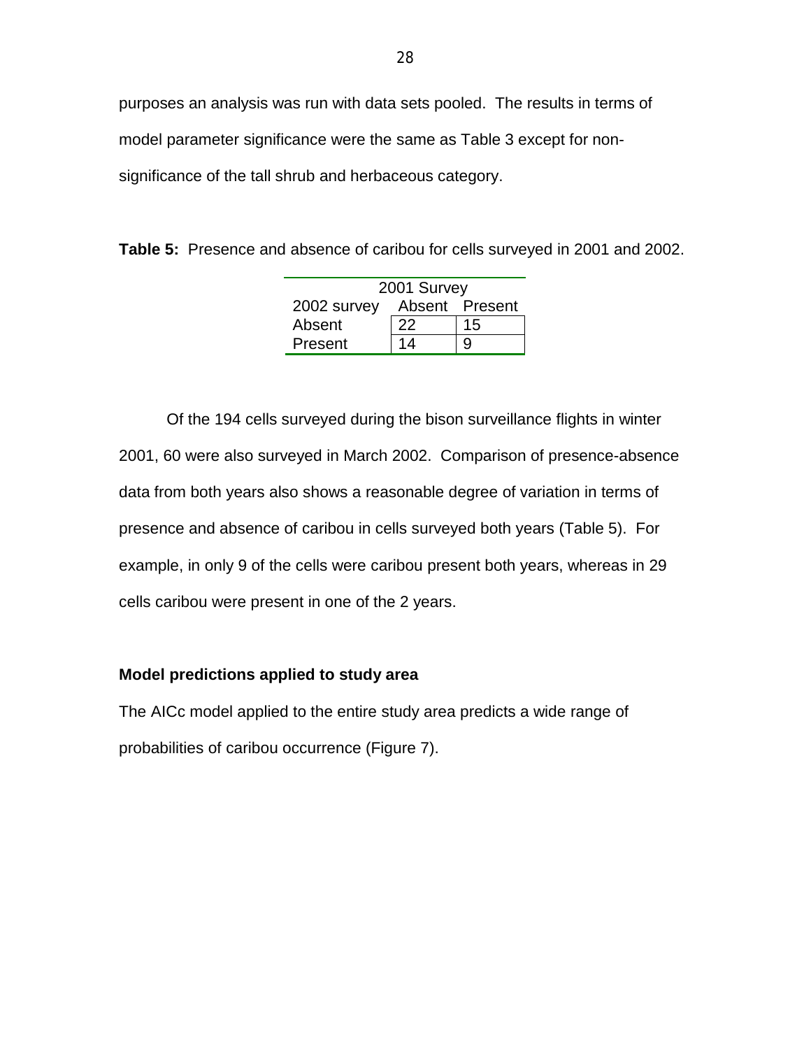purposes an analysis was run with data sets pooled. The results in terms of model parameter significance were the same as Table 3 except for non-significance of the tall shrub and herbaceous category.

**Table 5:** Presence and absence of caribou for cells surveyed in 2001 and 2002.

| | 2001 Survey | |
|---|---|---|
| 2002 survey | Absent | Present |
| Absent | 22 | 15 |
| Present | 14 | 9 |

Of the 194 cells surveyed during the bison surveillance flights in winter 2001, 60 were also surveyed in March 2002. Comparison of presence-absence data from both years also shows a reasonable degree of variation in terms of presence and absence of caribou in cells surveyed both years (Table 5). For example, in only 9 of the cells were caribou present both years, whereas in 29 cells caribou were present in one of the 2 years.

### Model predictions applied to study area

The AICc model applied to the entire study area predicts a wide range of probabilities of caribou occurrence (Figure 7).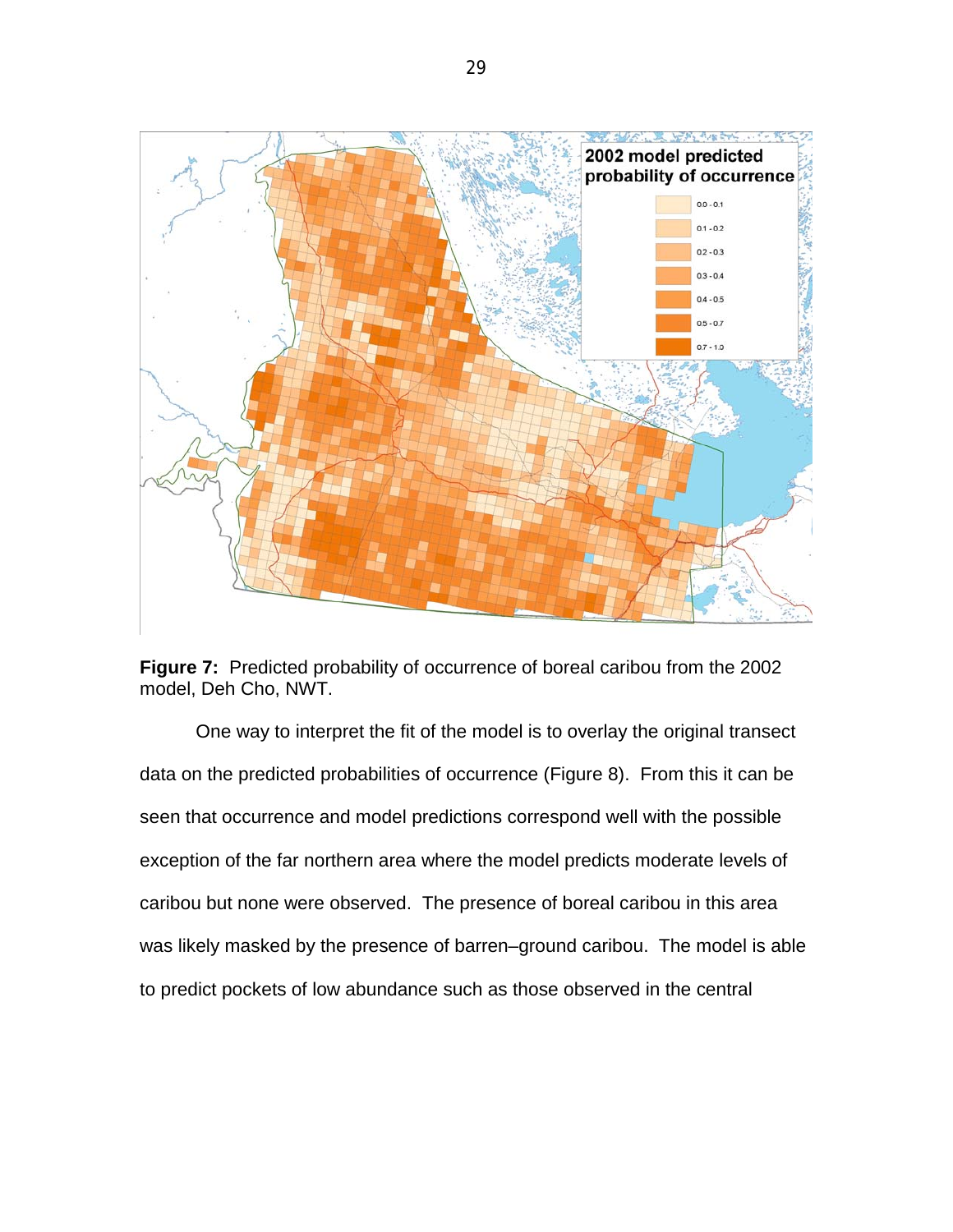**Figure 7:** Predicted probability of occurrence of boreal caribou from the 2002 model, Deh Cho, NWT.

One way to interpret the fit of the model is to overlay the original transect data on the predicted probabilities of occurrence (Figure 8). From this it can be seen that occurrence and model predictions correspond well with the possible exception of the far northern area where the model predicts moderate levels of caribou but none were observed. The presence of boreal caribou in this area was likely masked by the presence of barren–ground caribou. The model is able to predict pockets of low abundance such as those observed in the central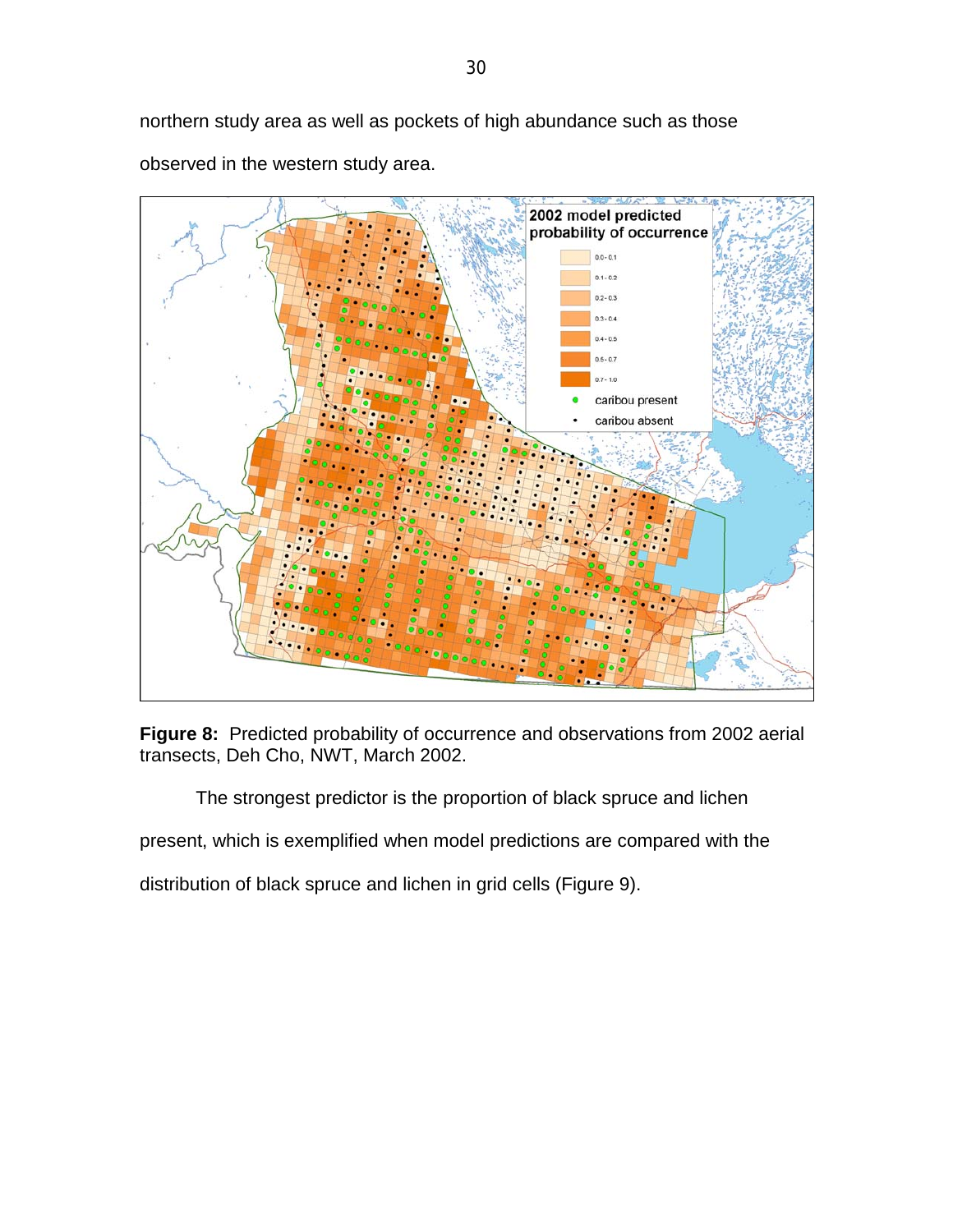northern study area as well as pockets of high abundance such as those observed in the western study area.

**Figure 8:** Predicted probability of occurrence and observations from 2002 aerial transects, Deh Cho, NWT, March 2002.

The strongest predictor is the proportion of black spruce and lichen present, which is exemplified when model predictions are compared with the distribution of black spruce and lichen in grid cells (Figure 9).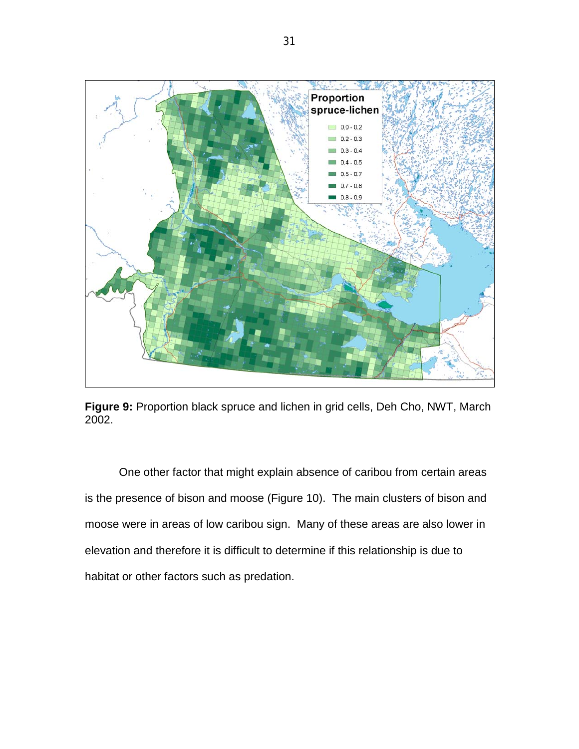**Figure 9:** Proportion black spruce and lichen in grid cells, Deh Cho, NWT, March 2002.

One other factor that might explain absence of caribou from certain areas is the presence of bison and moose (Figure 10). The main clusters of bison and moose were in areas of low caribou sign. Many of these areas are also lower in elevation and therefore it is difficult to determine if this relationship is due to habitat or other factors such as predation.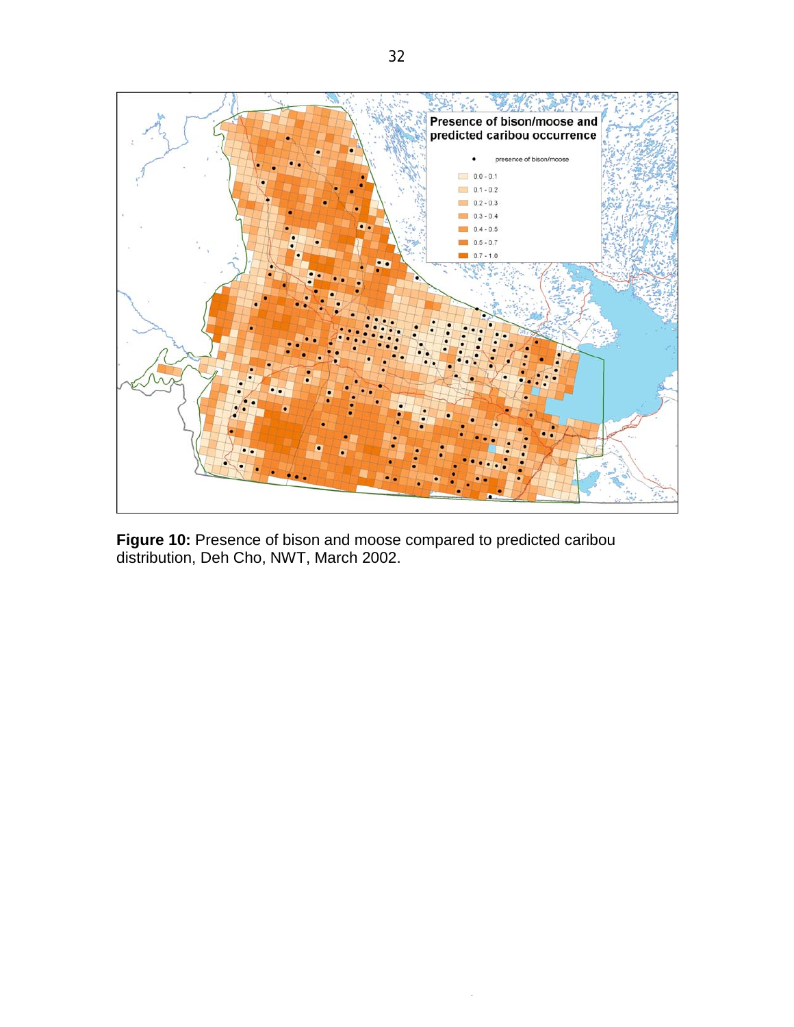**Figure 10:** Presence of bison and moose compared to predicted caribou distribution, Deh Cho, NWT, March 2002.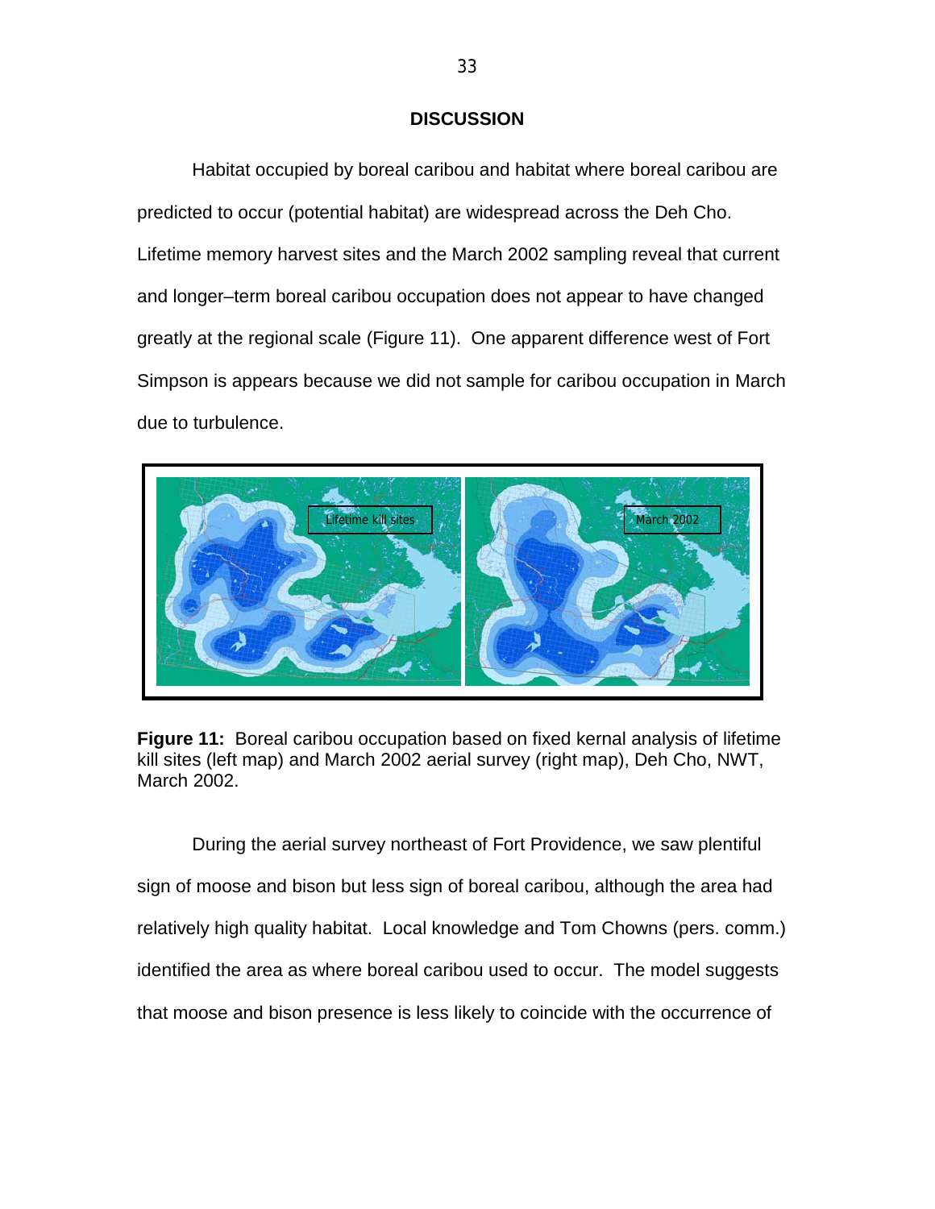## DISCUSSION

Habitat occupied by boreal caribou and habitat where boreal caribou are predicted to occur (potential habitat) are widespread across the Deh Cho. Lifetime memory harvest sites and the March 2002 sampling reveal that current and longer–term boreal caribou occupation does not appear to have changed greatly at the regional scale (Figure 11). One apparent difference west of Fort Simpson is appears because we did not sample for caribou occupation in March due to turbulence.

**Figure 11:** Boreal caribou occupation based on fixed kernal analysis of lifetime kill sites (left map) and March 2002 aerial survey (right map), Deh Cho, NWT, March 2002.

During the aerial survey northeast of Fort Providence, we saw plentiful sign of moose and bison but less sign of boreal caribou, although the area had relatively high quality habitat. Local knowledge and Tom Chowns (pers. comm.) identified the area as where boreal caribou used to occur. The model suggests that moose and bison presence is less likely to coincide with the occurrence of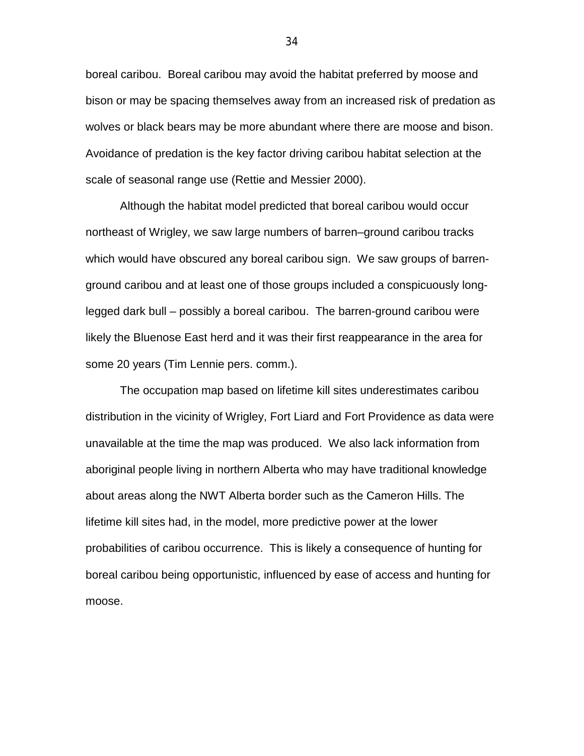boreal caribou. Boreal caribou may avoid the habitat preferred by moose and bison or may be spacing themselves away from an increased risk of predation as wolves or black bears may be more abundant where there are moose and bison. Avoidance of predation is the key factor driving caribou habitat selection at the scale of seasonal range use (Rettie and Messier 2000).

Although the habitat model predicted that boreal caribou would occur northeast of Wrigley, we saw large numbers of barren–ground caribou tracks which would have obscured any boreal caribou sign. We saw groups of barren-ground caribou and at least one of those groups included a conspicuously long-legged dark bull – possibly a boreal caribou. The barren-ground caribou were likely the Bluenose East herd and it was their first reappearance in the area for some 20 years (Tim Lennie pers. comm.).

The occupation map based on lifetime kill sites underestimates caribou distribution in the vicinity of Wrigley, Fort Liard and Fort Providence as data were unavailable at the time the map was produced. We also lack information from aboriginal people living in northern Alberta who may have traditional knowledge about areas along the NWT Alberta border such as the Cameron Hills. The lifetime kill sites had, in the model, more predictive power at the lower probabilities of caribou occurrence. This is likely a consequence of hunting for boreal caribou being opportunistic, influenced by ease of access and hunting for moose.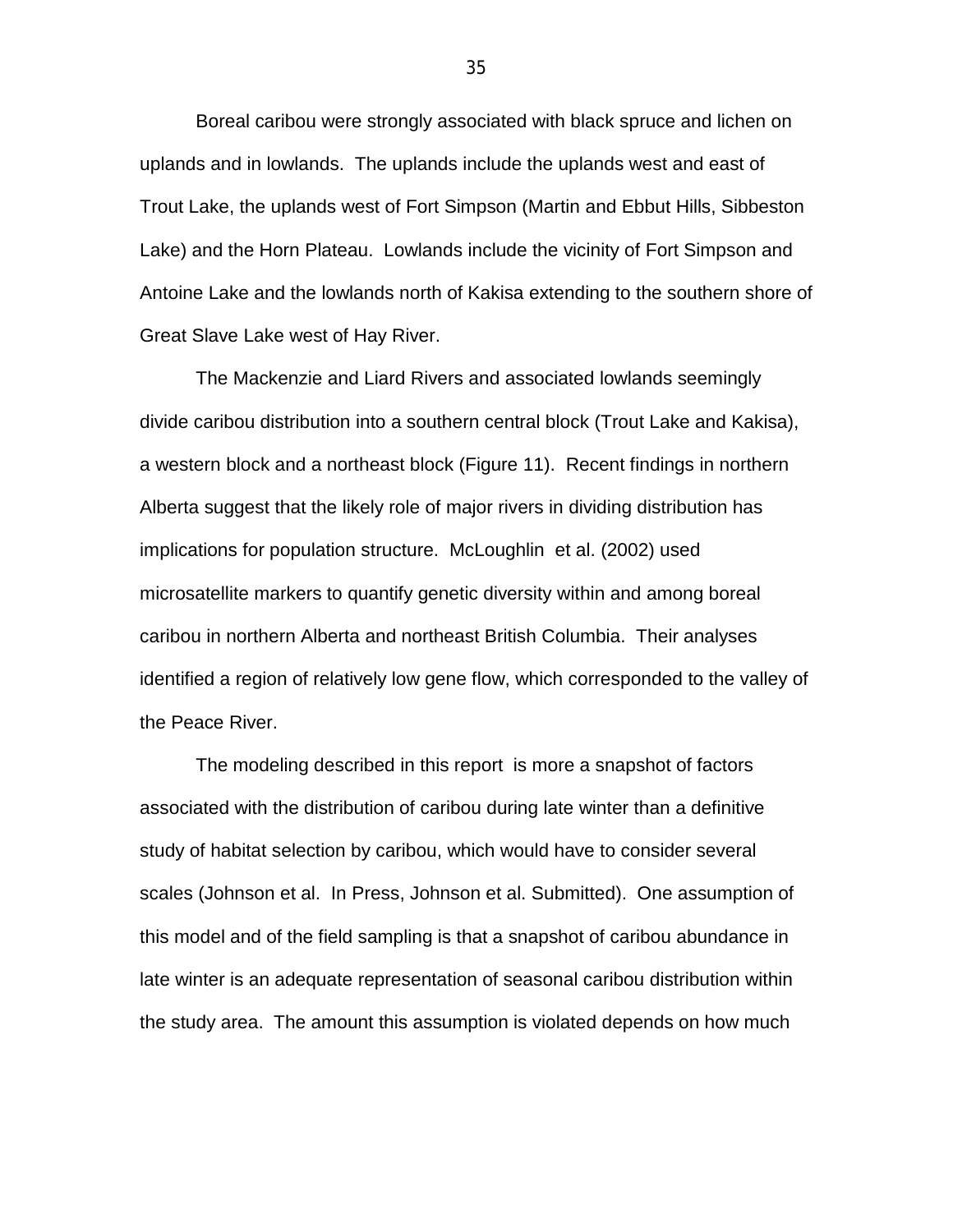Boreal caribou were strongly associated with black spruce and lichen on uplands and in lowlands. The uplands include the uplands west and east of Trout Lake, the uplands west of Fort Simpson (Martin and Ebbut Hills, Sibbeston Lake) and the Horn Plateau. Lowlands include the vicinity of Fort Simpson and Antoine Lake and the lowlands north of Kakisa extending to the southern shore of Great Slave Lake west of Hay River.

The Mackenzie and Liard Rivers and associated lowlands seemingly divide caribou distribution into a southern central block (Trout Lake and Kakisa), a western block and a northeast block (Figure 11). Recent findings in northern Alberta suggest that the likely role of major rivers in dividing distribution has implications for population structure. McLoughlin et al. (2002) used microsatellite markers to quantify genetic diversity within and among boreal caribou in northern Alberta and northeast British Columbia. Their analyses identified a region of relatively low gene flow, which corresponded to the valley of the Peace River.

The modeling described in this report is more a snapshot of factors associated with the distribution of caribou during late winter than a definitive study of habitat selection by caribou, which would have to consider several scales (Johnson et al. In Press, Johnson et al. Submitted). One assumption of this model and of the field sampling is that a snapshot of caribou abundance in late winter is an adequate representation of seasonal caribou distribution within the study area. The amount this assumption is violated depends on how much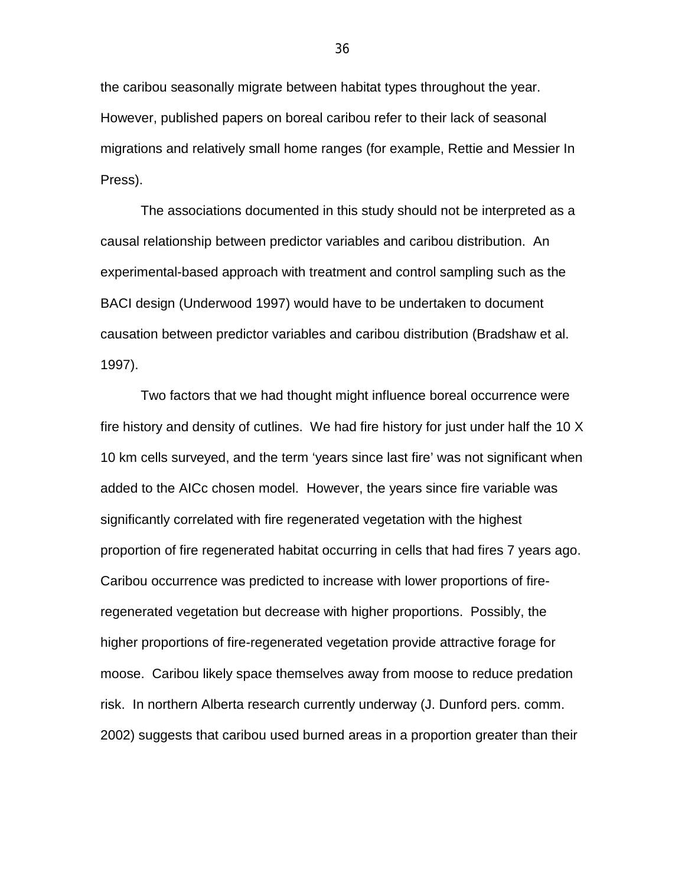the caribou seasonally migrate between habitat types throughout the year. However, published papers on boreal caribou refer to their lack of seasonal migrations and relatively small home ranges (for example, Rettie and Messier In Press).

The associations documented in this study should not be interpreted as a causal relationship between predictor variables and caribou distribution. An experimental-based approach with treatment and control sampling such as the BACI design (Underwood 1997) would have to be undertaken to document causation between predictor variables and caribou distribution (Bradshaw et al. 1997).

Two factors that we had thought might influence boreal occurrence were fire history and density of cutlines. We had fire history for just under half the 10 X 10 km cells surveyed, and the term 'years since last fire' was not significant when added to the AICc chosen model. However, the years since fire variable was significantly correlated with fire regenerated vegetation with the highest proportion of fire regenerated habitat occurring in cells that had fires 7 years ago. Caribou occurrence was predicted to increase with lower proportions of fire-regenerated vegetation but decrease with higher proportions. Possibly, the higher proportions of fire-regenerated vegetation provide attractive forage for moose. Caribou likely space themselves away from moose to reduce predation risk. In northern Alberta research currently underway (J. Dunford pers. comm. 2002) suggests that caribou used burned areas in a proportion greater than their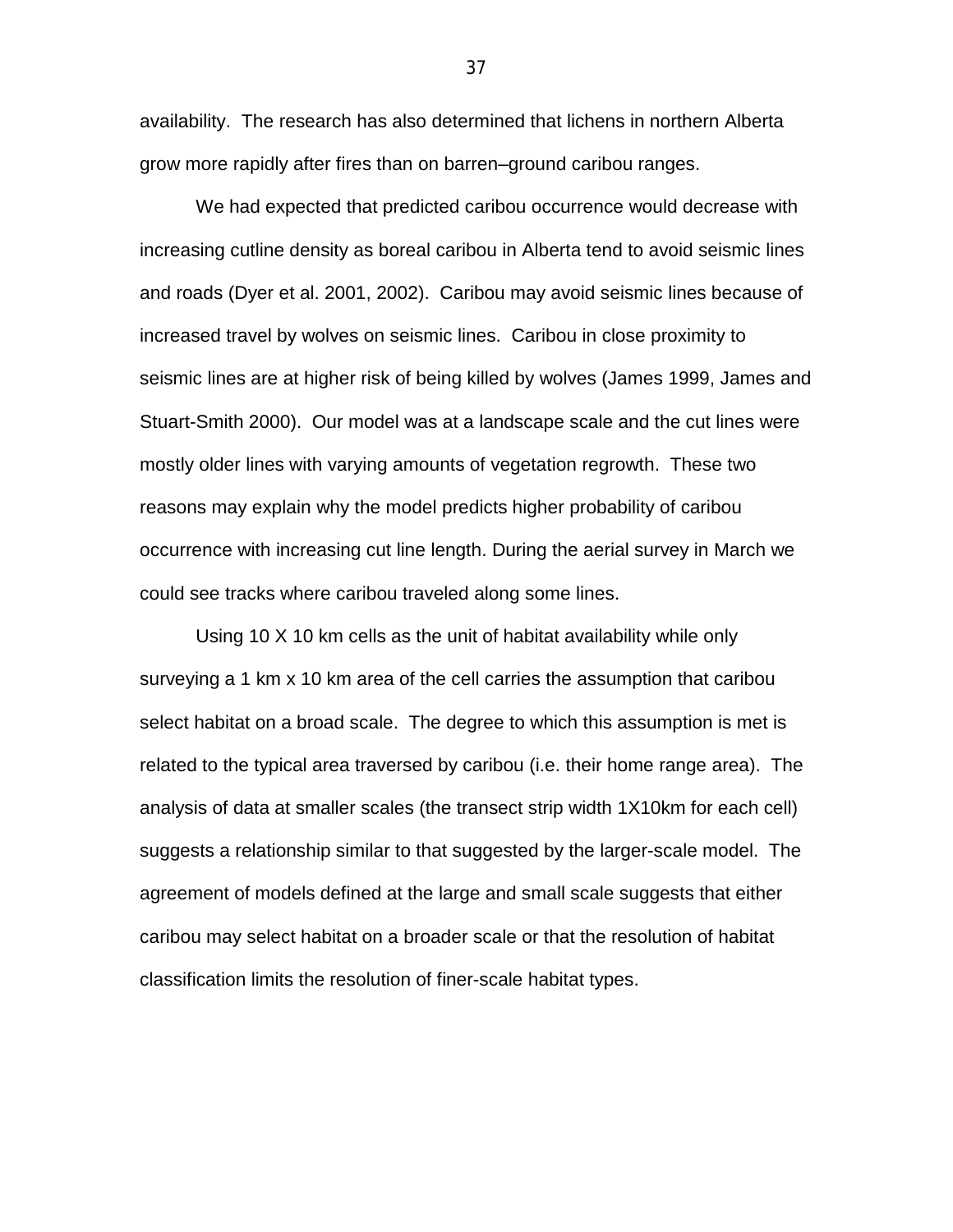availability. The research has also determined that lichens in northern Alberta grow more rapidly after fires than on barren–ground caribou ranges.

We had expected that predicted caribou occurrence would decrease with increasing cutline density as boreal caribou in Alberta tend to avoid seismic lines and roads (Dyer et al. 2001, 2002). Caribou may avoid seismic lines because of increased travel by wolves on seismic lines. Caribou in close proximity to seismic lines are at higher risk of being killed by wolves (James 1999, James and Stuart-Smith 2000). Our model was at a landscape scale and the cut lines were mostly older lines with varying amounts of vegetation regrowth. These two reasons may explain why the model predicts higher probability of caribou occurrence with increasing cut line length. During the aerial survey in March we could see tracks where caribou traveled along some lines.

Using 10 X 10 km cells as the unit of habitat availability while only surveying a 1 km x 10 km area of the cell carries the assumption that caribou select habitat on a broad scale. The degree to which this assumption is met is related to the typical area traversed by caribou (i.e. their home range area). The analysis of data at smaller scales (the transect strip width 1X10km for each cell) suggests a relationship similar to that suggested by the larger-scale model. The agreement of models defined at the large and small scale suggests that either caribou may select habitat on a broader scale or that the resolution of habitat classification limits the resolution of finer-scale habitat types.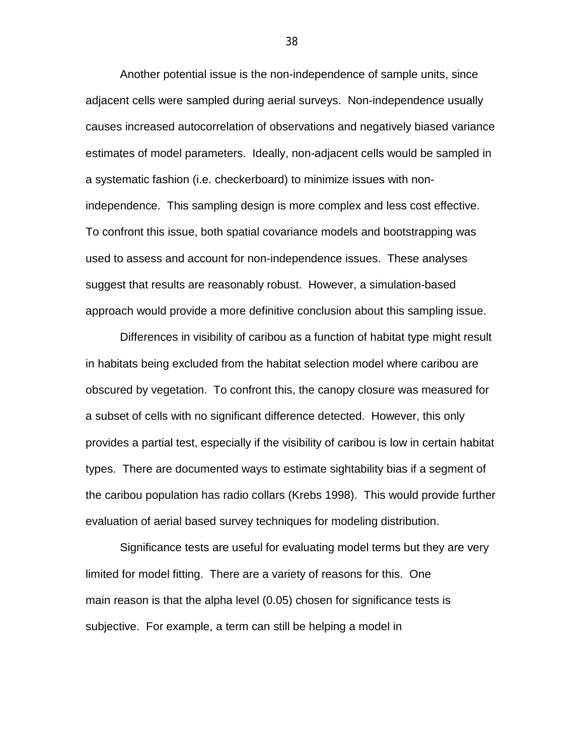Another potential issue is the non-independence of sample units, since adjacent cells were sampled during aerial surveys. Non-independence usually causes increased autocorrelation of observations and negatively biased variance estimates of model parameters. Ideally, non-adjacent cells would be sampled in a systematic fashion (i.e. checkerboard) to minimize issues with non-independence. This sampling design is more complex and less cost effective. To confront this issue, both spatial covariance models and bootstrapping was used to assess and account for non-independence issues. These analyses suggest that results are reasonably robust. However, a simulation-based approach would provide a more definitive conclusion about this sampling issue.

Differences in visibility of caribou as a function of habitat type might result in habitats being excluded from the habitat selection model where caribou are obscured by vegetation. To confront this, the canopy closure was measured for a subset of cells with no significant difference detected. However, this only provides a partial test, especially if the visibility of caribou is low in certain habitat types. There are documented ways to estimate sightability bias if a segment of the caribou population has radio collars (Krebs 1998). This would provide further evaluation of aerial based survey techniques for modeling distribution.

Significance tests are useful for evaluating model terms but they are very limited for model fitting. There are a variety of reasons for this. One main reason is that the alpha level (0.05) chosen for significance tests is subjective. For example, a term can still be helping a model in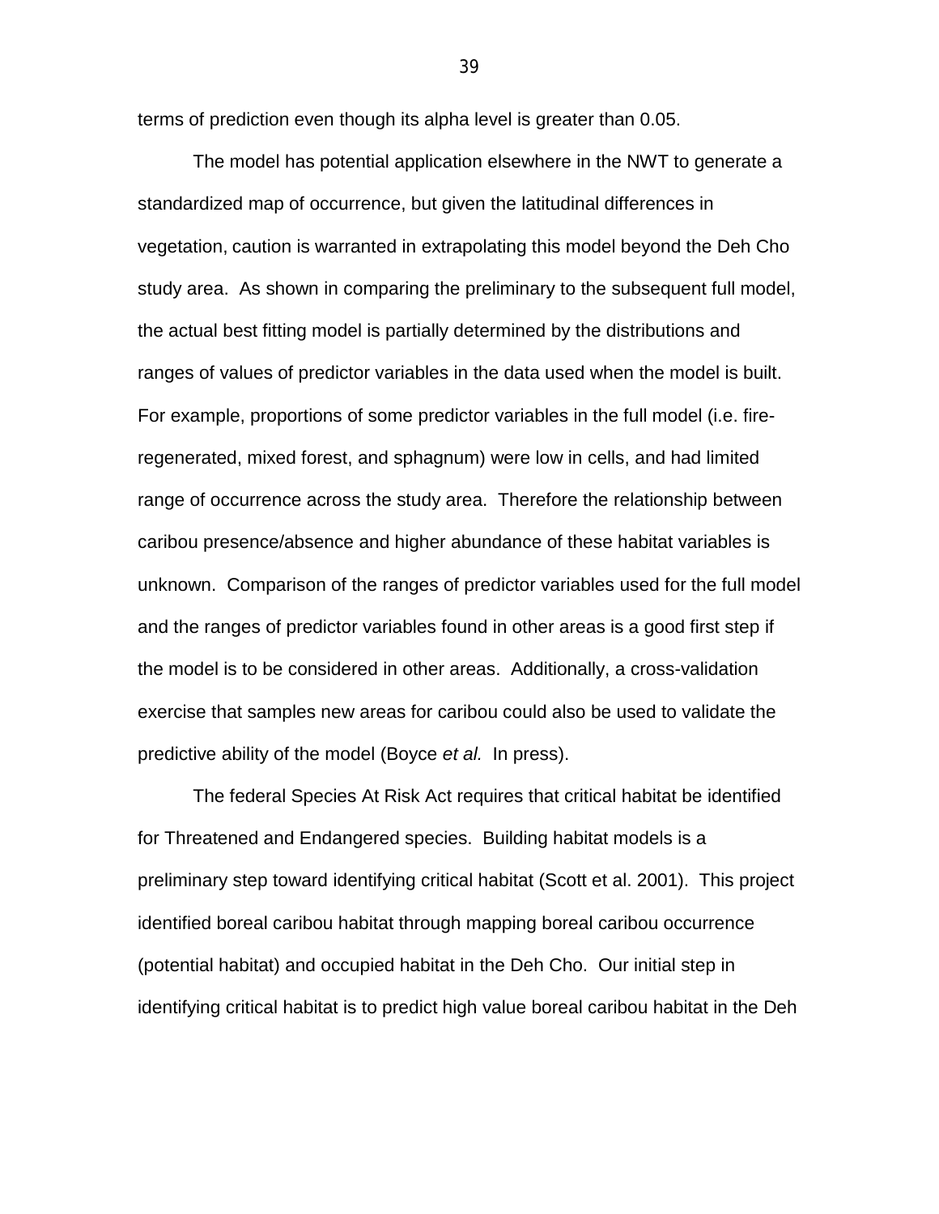terms of prediction even though its alpha level is greater than 0.05.

The model has potential application elsewhere in the NWT to generate a standardized map of occurrence, but given the latitudinal differences in vegetation, caution is warranted in extrapolating this model beyond the Deh Cho study area. As shown in comparing the preliminary to the subsequent full model, the actual best fitting model is partially determined by the distributions and ranges of values of predictor variables in the data used when the model is built. For example, proportions of some predictor variables in the full model (i.e. fire-regenerated, mixed forest, and sphagnum) were low in cells, and had limited range of occurrence across the study area. Therefore the relationship between caribou presence/absence and higher abundance of these habitat variables is unknown. Comparison of the ranges of predictor variables used for the full model and the ranges of predictor variables found in other areas is a good first step if the model is to be considered in other areas. Additionally, a cross-validation exercise that samples new areas for caribou could also be used to validate the predictive ability of the model (Boyce *et al.* In press).

The federal Species At Risk Act requires that critical habitat be identified for Threatened and Endangered species. Building habitat models is a preliminary step toward identifying critical habitat (Scott et al. 2001). This project identified boreal caribou habitat through mapping boreal caribou occurrence (potential habitat) and occupied habitat in the Deh Cho. Our initial step in identifying critical habitat is to predict high value boreal caribou habitat in the Deh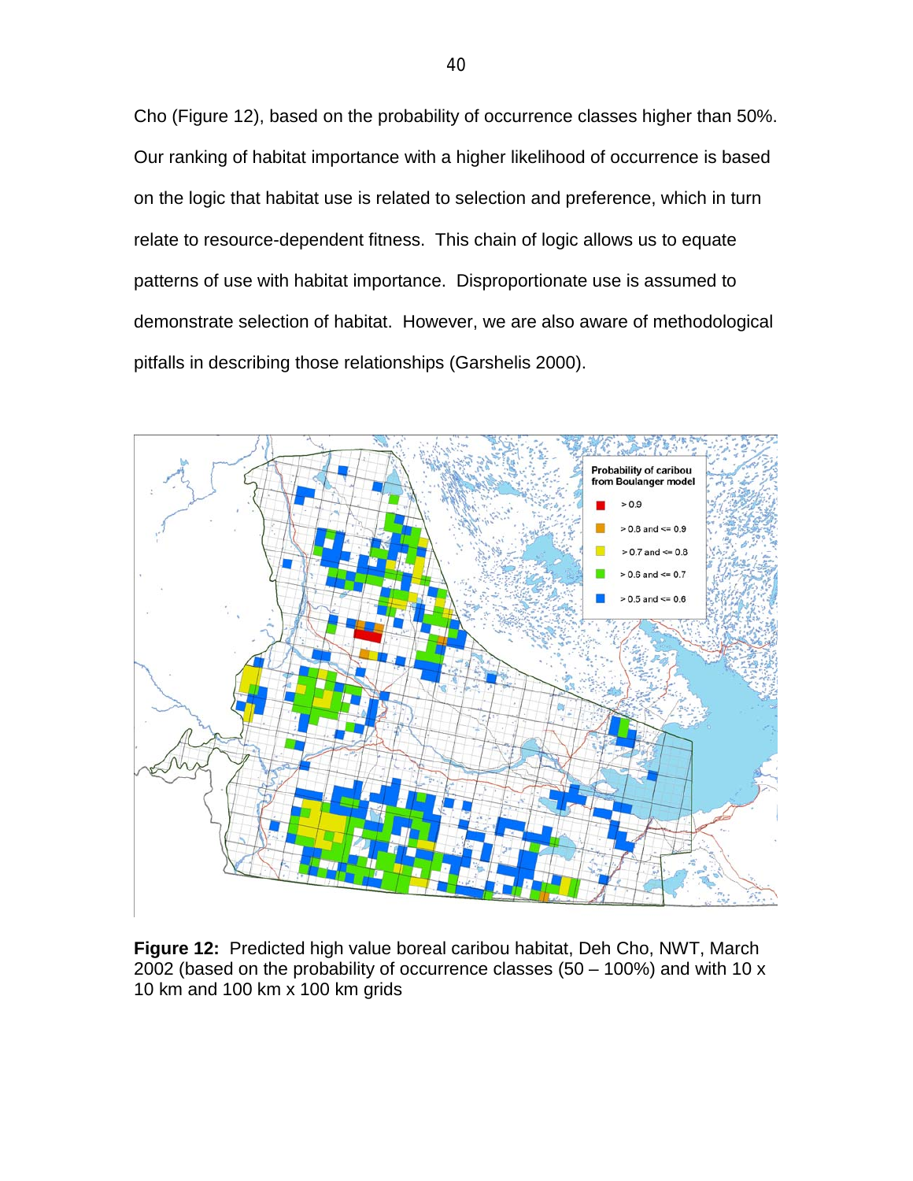Cho (Figure 12), based on the probability of occurrence classes higher than 50%. Our ranking of habitat importance with a higher likelihood of occurrence is based on the logic that habitat use is related to selection and preference, which in turn relate to resource-dependent fitness. This chain of logic allows us to equate patterns of use with habitat importance. Disproportionate use is assumed to demonstrate selection of habitat. However, we are also aware of methodological pitfalls in describing those relationships (Garshelis 2000).

**Figure 12:** Predicted high value boreal caribou habitat, Deh Cho, NWT, March 2002 (based on the probability of occurrence classes (50 – 100%) and with 10 x 10 km and 100 km x 100 km grids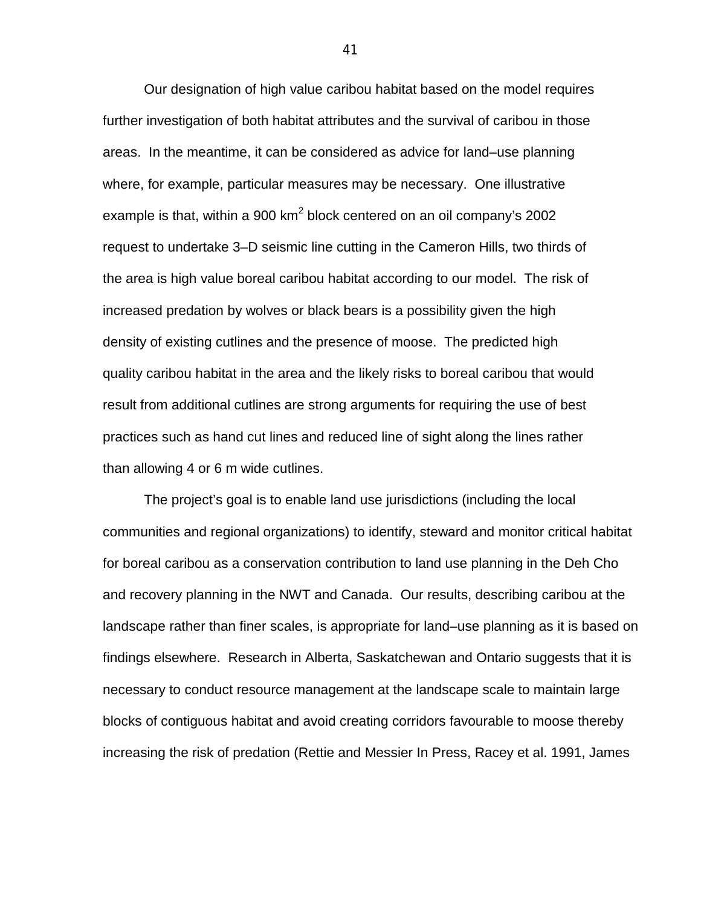Our designation of high value caribou habitat based on the model requires further investigation of both habitat attributes and the survival of caribou in those areas. In the meantime, it can be considered as advice for land–use planning where, for example, particular measures may be necessary. One illustrative example is that, within a 900 $km^2$ block centered on an oil company's 2002 request to undertake 3–D seismic line cutting in the Cameron Hills, two thirds of the area is high value boreal caribou habitat according to our model. The risk of increased predation by wolves or black bears is a possibility given the high density of existing cutlines and the presence of moose. The predicted high quality caribou habitat in the area and the likely risks to boreal caribou that would result from additional cutlines are strong arguments for requiring the use of best practices such as hand cut lines and reduced line of sight along the lines rather than allowing 4 or 6 m wide cutlines.

The project's goal is to enable land use jurisdictions (including the local communities and regional organizations) to identify, steward and monitor critical habitat for boreal caribou as a conservation contribution to land use planning in the Deh Cho and recovery planning in the NWT and Canada. Our results, describing caribou at the landscape rather than finer scales, is appropriate for land–use planning as it is based on findings elsewhere. Research in Alberta, Saskatchewan and Ontario suggests that it is necessary to conduct resource management at the landscape scale to maintain large blocks of contiguous habitat and avoid creating corridors favourable to moose thereby increasing the risk of predation (Rettie and Messier In Press, Racey et al. 1991, James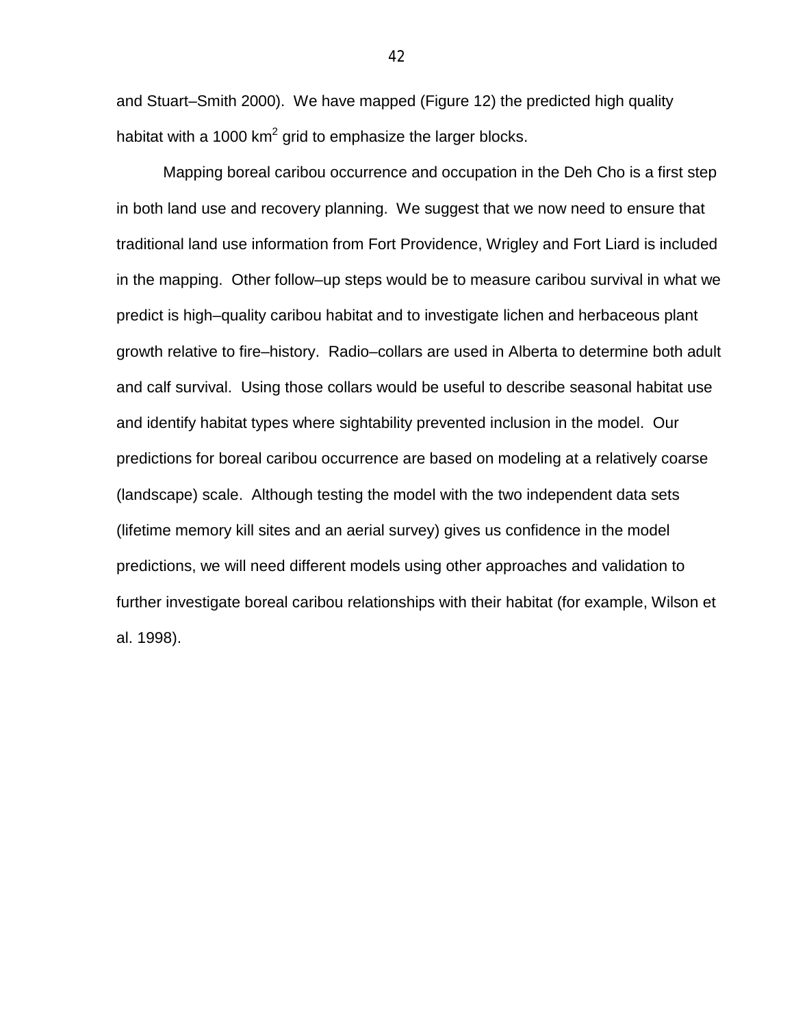and Stuart–Smith 2000). We have mapped (Figure 12) the predicted high quality habitat with a 1000 $km^2$ grid to emphasize the larger blocks.

Mapping boreal caribou occurrence and occupation in the Deh Cho is a first step in both land use and recovery planning. We suggest that we now need to ensure that traditional land use information from Fort Providence, Wrigley and Fort Liard is included in the mapping. Other follow–up steps would be to measure caribou survival in what we predict is high–quality caribou habitat and to investigate lichen and herbaceous plant growth relative to fire–history. Radio–collars are used in Alberta to determine both adult and calf survival. Using those collars would be useful to describe seasonal habitat use and identify habitat types where sightability prevented inclusion in the model. Our predictions for boreal caribou occurrence are based on modeling at a relatively coarse (landscape) scale. Although testing the model with the two independent data sets (lifetime memory kill sites and an aerial survey) gives us confidence in the model predictions, we will need different models using other approaches and validation to further investigate boreal caribou relationships with their habitat (for example, Wilson et al. 1998).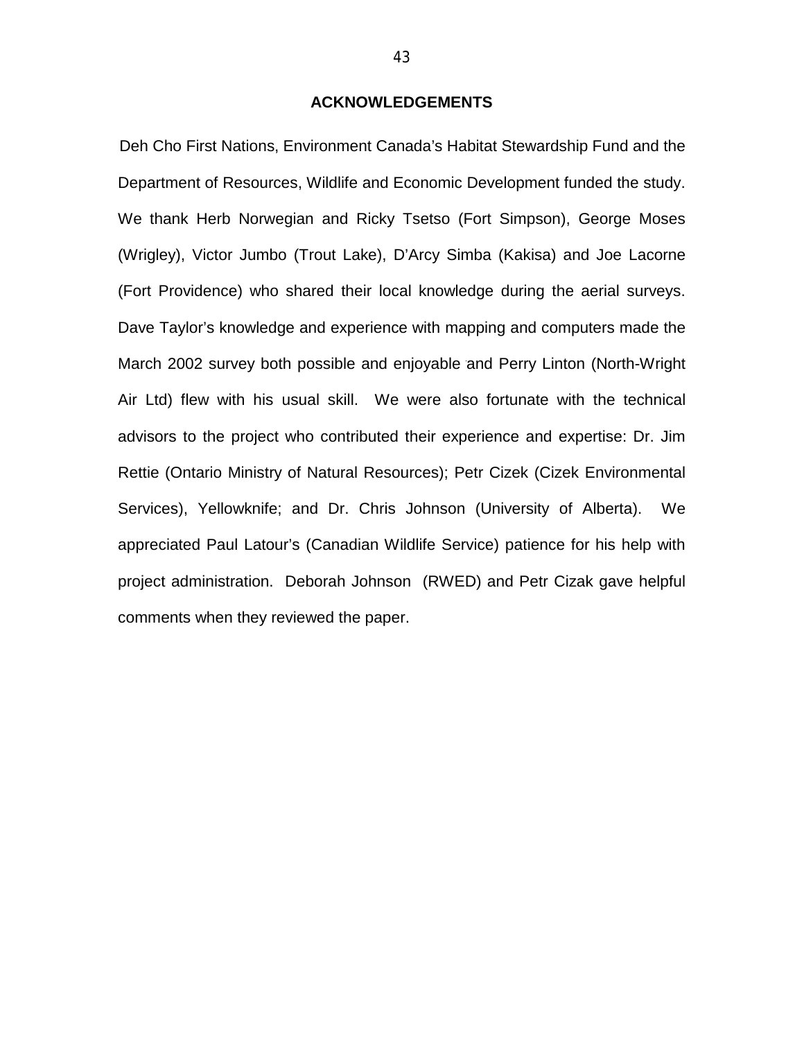## ACKNOWLEDGEMENTS

Deh Cho First Nations, Environment Canada's Habitat Stewardship Fund and the Department of Resources, Wildlife and Economic Development funded the study. We thank Herb Norwegian and Ricky Tsetso (Fort Simpson), George Moses (Wrigley), Victor Jumbo (Trout Lake), D'Arcy Simba (Kakisa) and Joe Lacorne (Fort Providence) who shared their local knowledge during the aerial surveys. Dave Taylor's knowledge and experience with mapping and computers made the March 2002 survey both possible and enjoyable and Perry Linton (North-Wright Air Ltd) flew with his usual skill. We were also fortunate with the technical advisors to the project who contributed their experience and expertise: Dr. Jim Rettie (Ontario Ministry of Natural Resources); Petr Cizek (Cizek Environmental Services), Yellowknife; and Dr. Chris Johnson (University of Alberta). We appreciated Paul Latour's (Canadian Wildlife Service) patience for his help with project administration. Deborah Johnson (RWED) and Petr Cizak gave helpful comments when they reviewed the paper.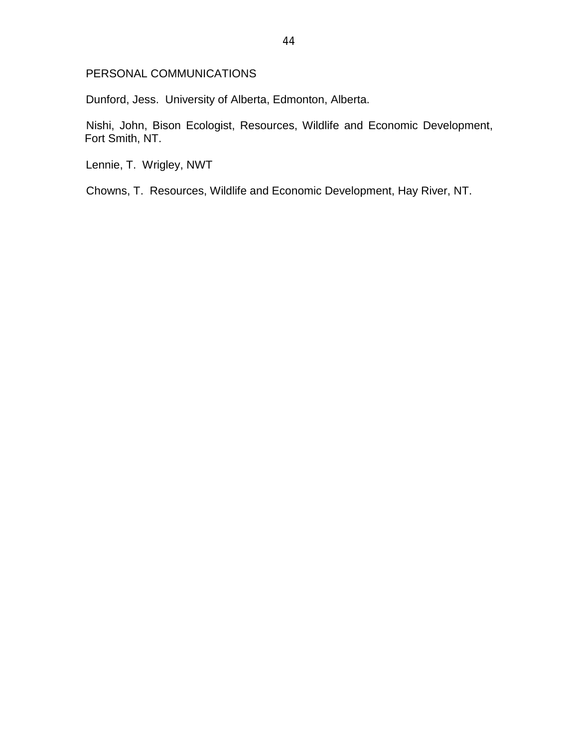## PERSONAL COMMUNICATIONS

Dunford, Jess. University of Alberta, Edmonton, Alberta.

Nishi, John, Bison Ecologist, Resources, Wildlife and Economic Development, Fort Smith, NT.

Lennie, T. Wrigley, NWT

Chowns, T. Resources, Wildlife and Economic Development, Hay River, NT.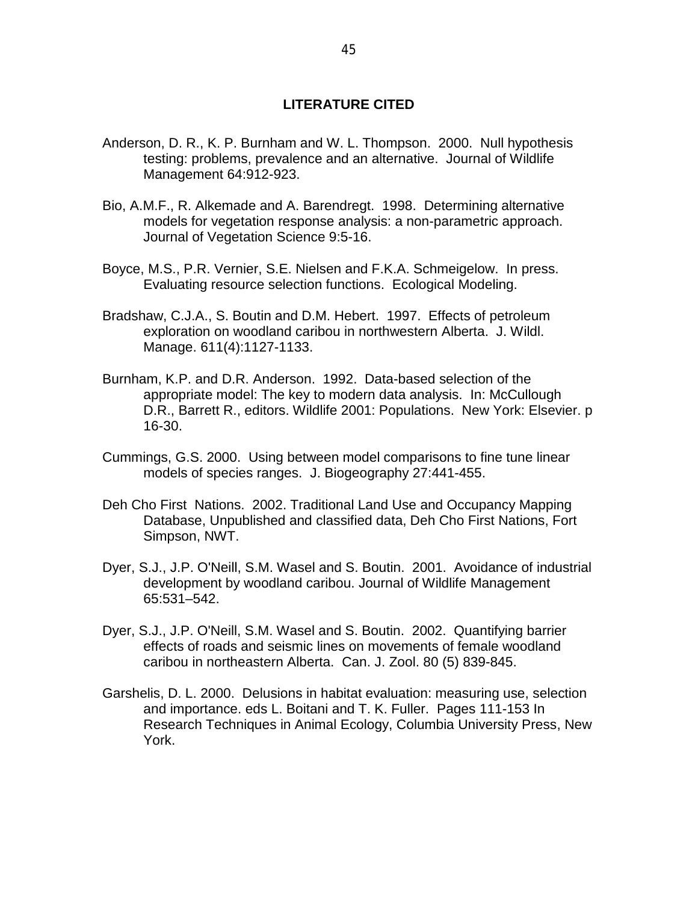## LITERATURE CITED

Anderson, D. R., K. P. Burnham and W. L. Thompson. 2000. Null hypothesis testing: problems, prevalence and an alternative. Journal of Wildlife Management 64:912-923.

Bio, A.M.F., R. Alkemade and A. Barendregt. 1998. Determining alternative models for vegetation response analysis: a non-parametric approach. Journal of Vegetation Science 9:5-16.

Boyce, M.S., P.R. Vernier, S.E. Nielsen and F.K.A. Schmeigelow. In press. Evaluating resource selection functions. Ecological Modeling.

Bradshaw, C.J.A., S. Boutin and D.M. Hebert. 1997. Effects of petroleum exploration on woodland caribou in northwestern Alberta. J. Wildl. Manage. 611(4):1127-1133.

Burnham, K.P. and D.R. Anderson. 1992. Data-based selection of the appropriate model: The key to modern data analysis. In: McCullough D.R., Barrett R., editors. Wildlife 2001: Populations. New York: Elsevier. p 16-30.

Cummings, G.S. 2000. Using between model comparisons to fine tune linear models of species ranges. J. Biogeography 27:441-455.

Deh Cho First Nations. 2002. Traditional Land Use and Occupancy Mapping Database, Unpublished and classified data, Deh Cho First Nations, Fort Simpson, NWT.

Dyer, S.J., J.P. O'Neill, S.M. Wasel and S. Boutin. 2001. Avoidance of industrial development by woodland caribou. Journal of Wildlife Management 65:531–542.

Dyer, S.J., J.P. O'Neill, S.M. Wasel and S. Boutin. 2002. Quantifying barrier effects of roads and seismic lines on movements of female woodland caribou in northeastern Alberta. Can. J. Zool. 80 (5) 839-845.

Garshelis, D. L. 2000. Delusions in habitat evaluation: measuring use, selection and importance. eds L. Boitani and T. K. Fuller. Pages 111-153 In Research Techniques in Animal Ecology, Columbia University Press, New York.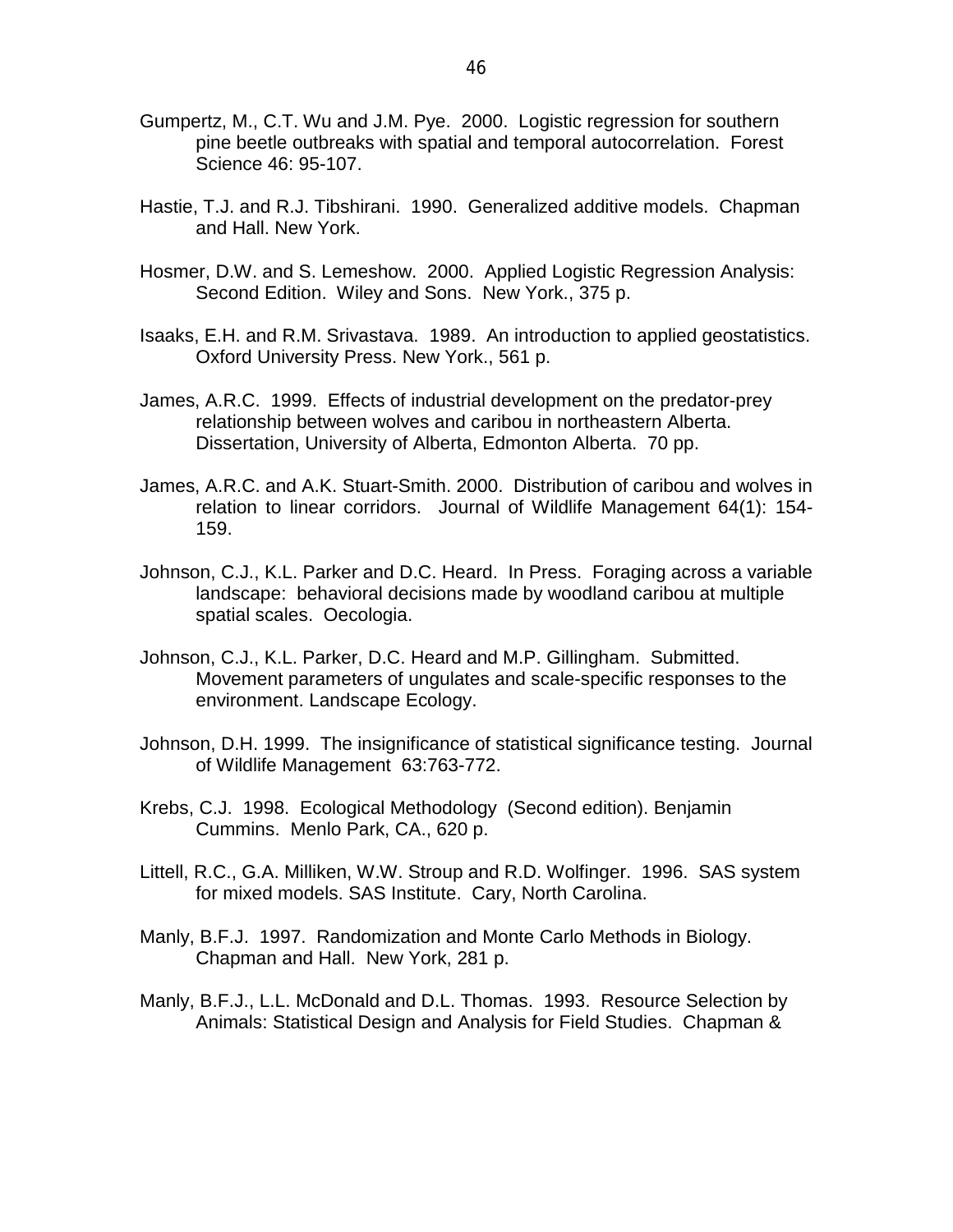Gumpertz, M., C.T. Wu and J.M. Pye. 2000. Logistic regression for southern pine beetle outbreaks with spatial and temporal autocorrelation. Forest Science 46: 95-107.

Hastie, T.J. and R.J. Tibshirani. 1990. Generalized additive models. Chapman and Hall. New York.

Hosmer, D.W. and S. Lemeshow. 2000. Applied Logistic Regression Analysis: Second Edition. Wiley and Sons. New York., 375 p.

Isaaks, E.H. and R.M. Srivastava. 1989. An introduction to applied geostatistics. Oxford University Press. New York., 561 p.

James, A.R.C. 1999. Effects of industrial development on the predator-prey relationship between wolves and caribou in northeastern Alberta. Dissertation, University of Alberta, Edmonton Alberta. 70 pp.

James, A.R.C. and A.K. Stuart-Smith. 2000. Distribution of caribou and wolves in relation to linear corridors. Journal of Wildlife Management 64(1): 154-159.

Johnson, C.J., K.L. Parker and D.C. Heard. In Press. Foraging across a variable landscape: behavioral decisions made by woodland caribou at multiple spatial scales. Oecologia.

Johnson, C.J., K.L. Parker, D.C. Heard and M.P. Gillingham. Submitted. Movement parameters of ungulates and scale-specific responses to the environment. Landscape Ecology.

Johnson, D.H. 1999. The insignificance of statistical significance testing. Journal of Wildlife Management 63:763-772.

Krebs, C.J. 1998. Ecological Methodology (Second edition). Benjamin Cummins. Menlo Park, CA., 620 p.

Littell, R.C., G.A. Milliken, W.W. Stroup and R.D. Wolfinger. 1996. SAS system for mixed models. SAS Institute. Cary, North Carolina.

Manly, B.F.J. 1997. Randomization and Monte Carlo Methods in Biology. Chapman and Hall. New York, 281 p.

Manly, B.F.J., L.L. McDonald and D.L. Thomas. 1993. Resource Selection by Animals: Statistical Design and Analysis for Field Studies. Chapman &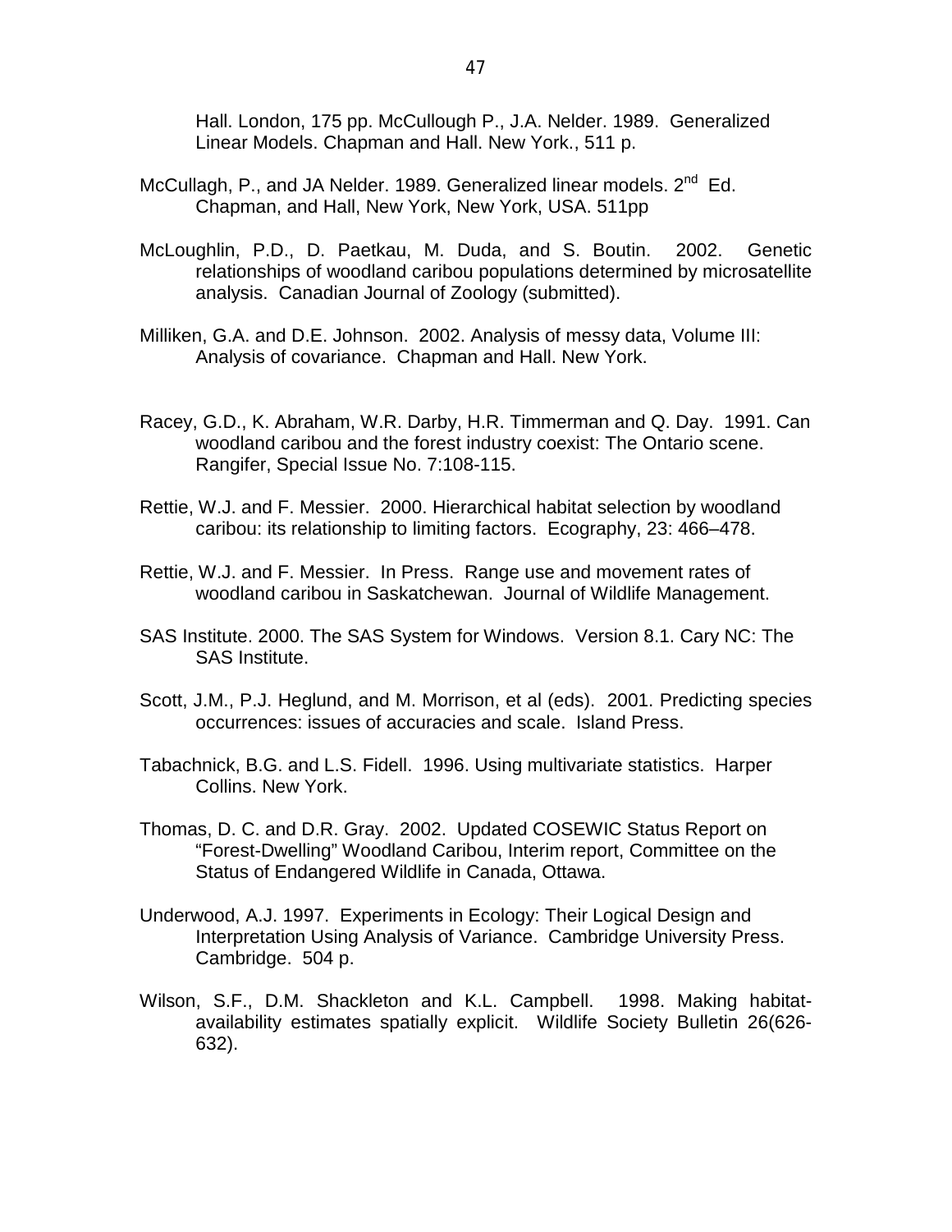Hall. London, 175 pp. McCullough P., J.A. Nelder. 1989. Generalized Linear Models. Chapman and Hall. New York., 511 p.

McCullagh, P., and JA Nelder. 1989. Generalized linear models. 2nd Ed. Chapman, and Hall, New York, New York, USA. 511pp

McLoughlin, P.D., D. Paetkau, M. Duda, and S. Boutin. 2002. Genetic relationships of woodland caribou populations determined by microsatellite analysis. Canadian Journal of Zoology (submitted).

Milliken, G.A. and D.E. Johnson. 2002. Analysis of messy data, Volume III: Analysis of covariance. Chapman and Hall. New York.

Racey, G.D., K. Abraham, W.R. Darby, H.R. Timmerman and Q. Day. 1991. Can woodland caribou and the forest industry coexist: The Ontario scene. Rangifer, Special Issue No. 7:108-115.

Rettie, W.J. and F. Messier. 2000. Hierarchical habitat selection by woodland caribou: its relationship to limiting factors. Ecography, 23: 466–478.

Rettie, W.J. and F. Messier. In Press. Range use and movement rates of woodland caribou in Saskatchewan. Journal of Wildlife Management.

SAS Institute. 2000. The SAS System for Windows. Version 8.1. Cary NC: The SAS Institute.

Scott, J.M., P.J. Heglund, and M. Morrison, et al (eds). 2001. Predicting species occurrences: issues of accuracies and scale. Island Press.

Tabachnick, B.G. and L.S. Fidell. 1996. Using multivariate statistics. Harper Collins. New York.

Thomas, D. C. and D.R. Gray. 2002. Updated COSEWIC Status Report on "Forest-Dwelling" Woodland Caribou, Interim report, Committee on the Status of Endangered Wildlife in Canada, Ottawa.

Underwood, A.J. 1997. Experiments in Ecology: Their Logical Design and Interpretation Using Analysis of Variance. Cambridge University Press. Cambridge. 504 p.

Wilson, S.F., D.M. Shackleton and K.L. Campbell. 1998. Making habitat-availability estimates spatially explicit. Wildlife Society Bulletin 26(626-632).